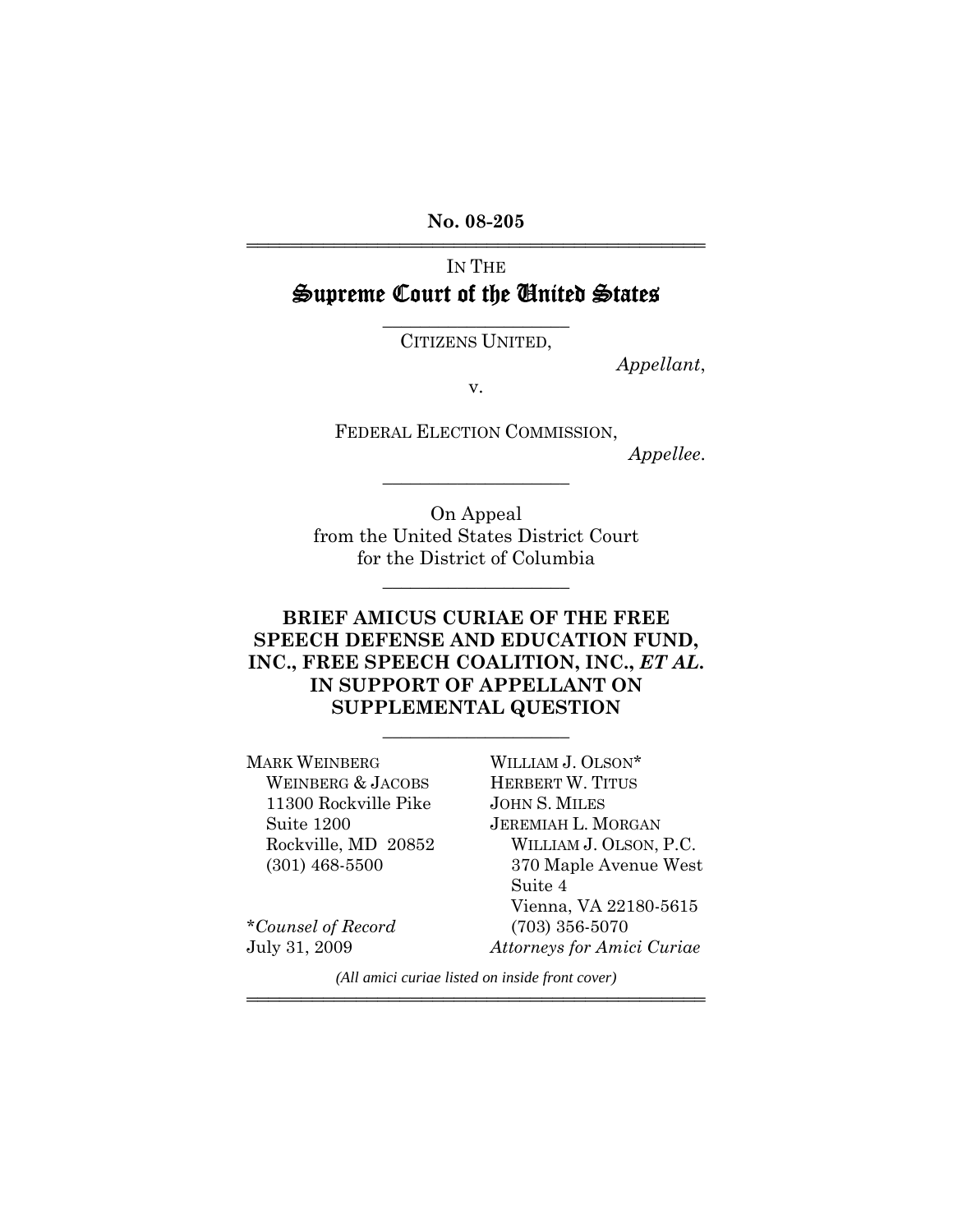**No. 08-205**

---

IN THE

# Supreme Court of the United States

---

CITIZENS UNITED,

*Appellant*,

v.

FEDERAL ELECTION COMMISSION,

*Appellee*.

---

On Appeal
from the United States District Court
for the District of Columbia

---

**BRIEF AMICUS CURIAE OF THE FREE SPEECH DEFENSE AND EDUCATION FUND, INC., FREE SPEECH COALITION, INC., *ET AL.* IN SUPPORT OF APPELLANT ON SUPPLEMENTAL QUESTION**

---

MARK WEINBERG
WEINBERG & JACOBS
11300 Rockville Pike
Suite 1200
Rockville, MD 20852
(301) 468-5500

WILLIAM J. OLSON*
HERBERT W. TITUS
JOHN S. MILES
JEREMIAH L. MORGAN
WILLIAM J. OLSON, P.C.
370 Maple Avenue West
Suite 4
Vienna, VA 22180-5615
(703) 356-5070
*Attorneys for Amici Curiae*

**Counsel of Record*
July 31, 2009

*(All amici curiae listed on inside front cover)*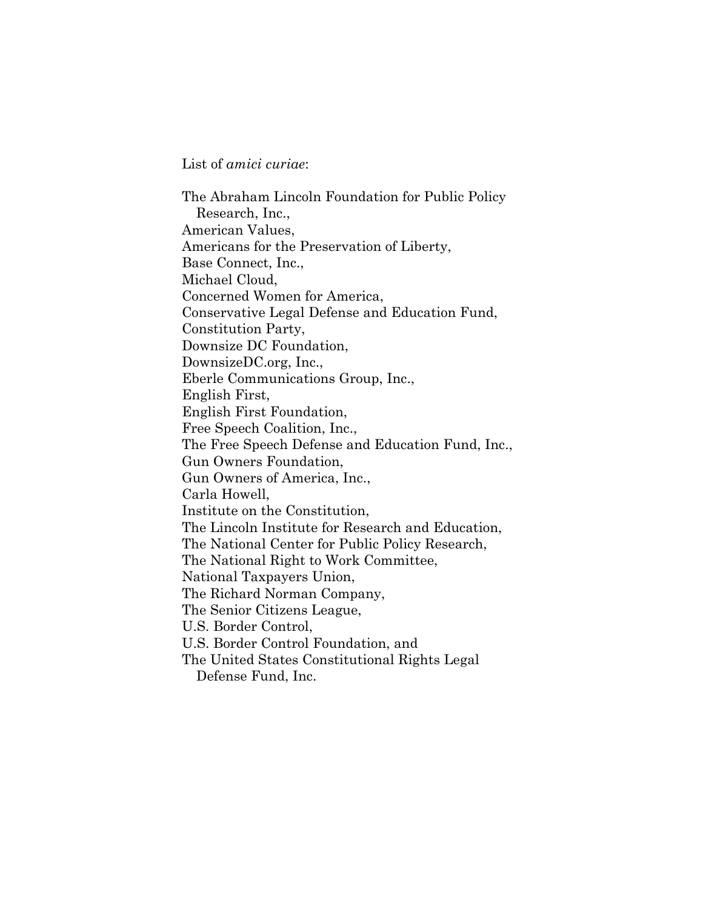List of *amici curiae*:

The Abraham Lincoln Foundation for Public Policy Research, Inc.,
American Values,
Americans for the Preservation of Liberty,
Base Connect, Inc.,
Michael Cloud,
Concerned Women for America,
Conservative Legal Defense and Education Fund,
Constitution Party,
Downsize DC Foundation,
DownsizeDC.org, Inc.,
Eberle Communications Group, Inc.,
English First,
English First Foundation,
Free Speech Coalition, Inc.,
The Free Speech Defense and Education Fund, Inc.,
Gun Owners Foundation,
Gun Owners of America, Inc.,
Carla Howell,
Institute on the Constitution,
The Lincoln Institute for Research and Education,
The National Center for Public Policy Research,
The National Right to Work Committee,
National Taxpayers Union,
The Richard Norman Company,
The Senior Citizens League,
U.S. Border Control,
U.S. Border Control Foundation, and
The United States Constitutional Rights Legal Defense Fund, Inc.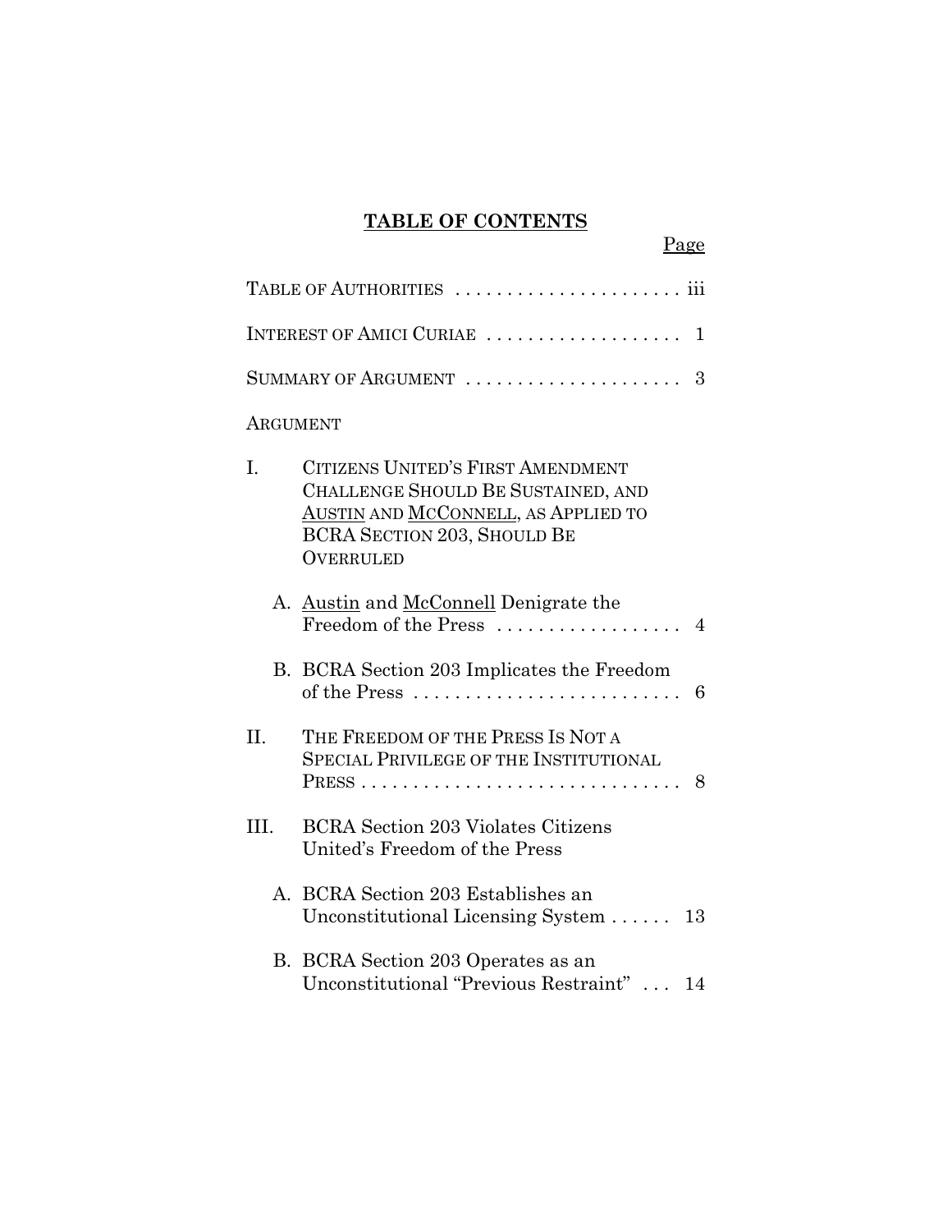## TABLE OF CONTENTS

Page

TABLE OF AUTHORITIES . . . . . . . . . . . . . . . . . . . . . . iii

INTEREST OF AMICI CURIAE . . . . . . . . . . . . . . . . . . . 1

SUMMARY OF ARGUMENT . . . . . . . . . . . . . . . . . . . . . 3

ARGUMENT

I. CITIZENS UNITED'S FIRST AMENDMENT CHALLENGE SHOULD BE SUSTAINED, AND AUSTIN AND MCCONNELL, AS APPLIED TO BCRA SECTION 203, SHOULD BE OVERRULED

   A. Austin and McConnell Denigrate the Freedom of the Press . . . . . . . . . . . . . . . . . . 4

   B. BCRA Section 203 Implicates the Freedom of the Press . . . . . . . . . . . . . . . . . . . . . . . . . . 6

II. THE FREEDOM OF THE PRESS IS NOT A SPECIAL PRIVILEGE OF THE INSTITUTIONAL PRESS . . . . . . . . . . . . . . . . . . . . . . . . . . . . . . . 8

III. BCRA Section 203 Violates Citizens United's Freedom of the Press

   A. BCRA Section 203 Establishes an Unconstitutional Licensing System . . . . . . 13

   B. BCRA Section 203 Operates as an Unconstitutional "Previous Restraint" . . . 14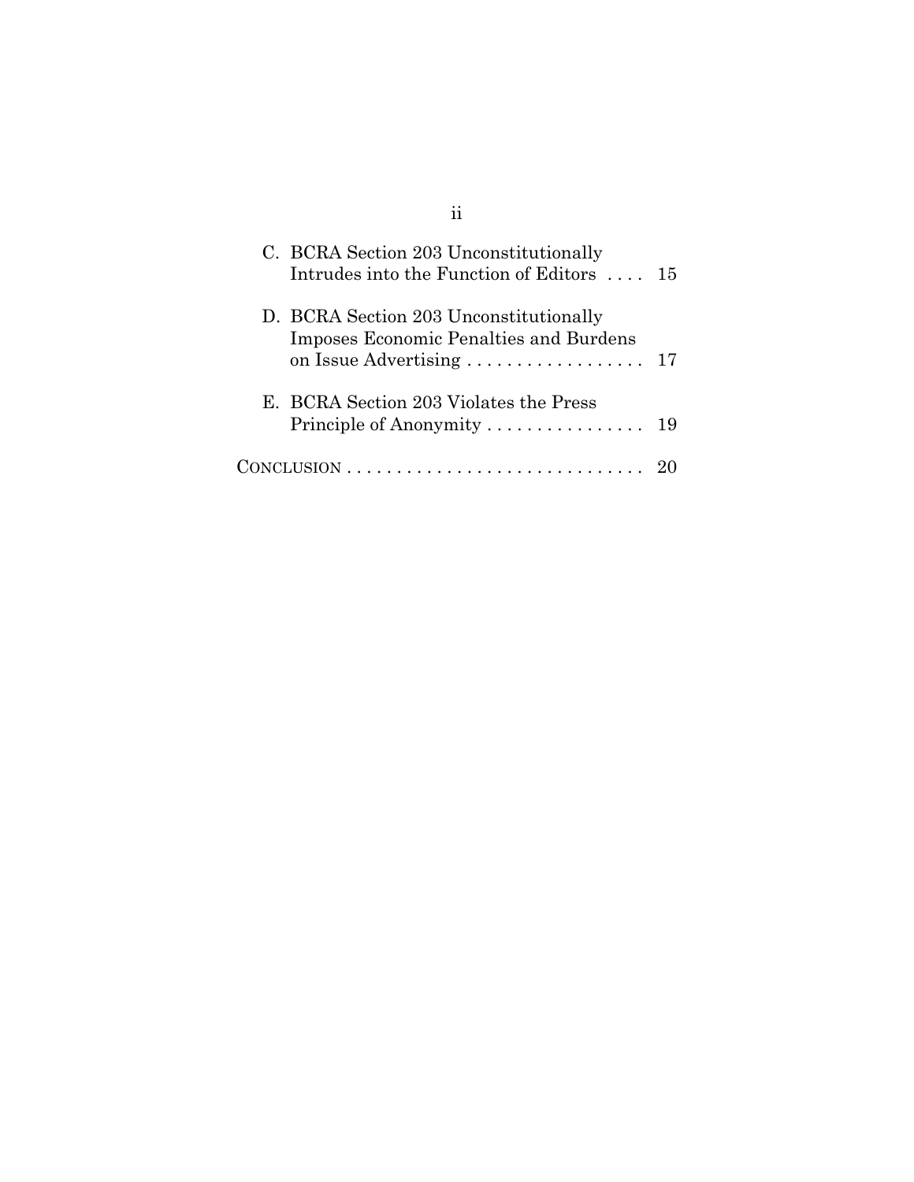C. BCRA Section 203 Unconstitutionally Intrudes into the Function of Editors .... 15

D. BCRA Section 203 Unconstitutionally Imposes Economic Penalties and Burdens on Issue Advertising .................. 17

E. BCRA Section 203 Violates the Press Principle of Anonymity ................ 19

CONCLUSION .............................. 20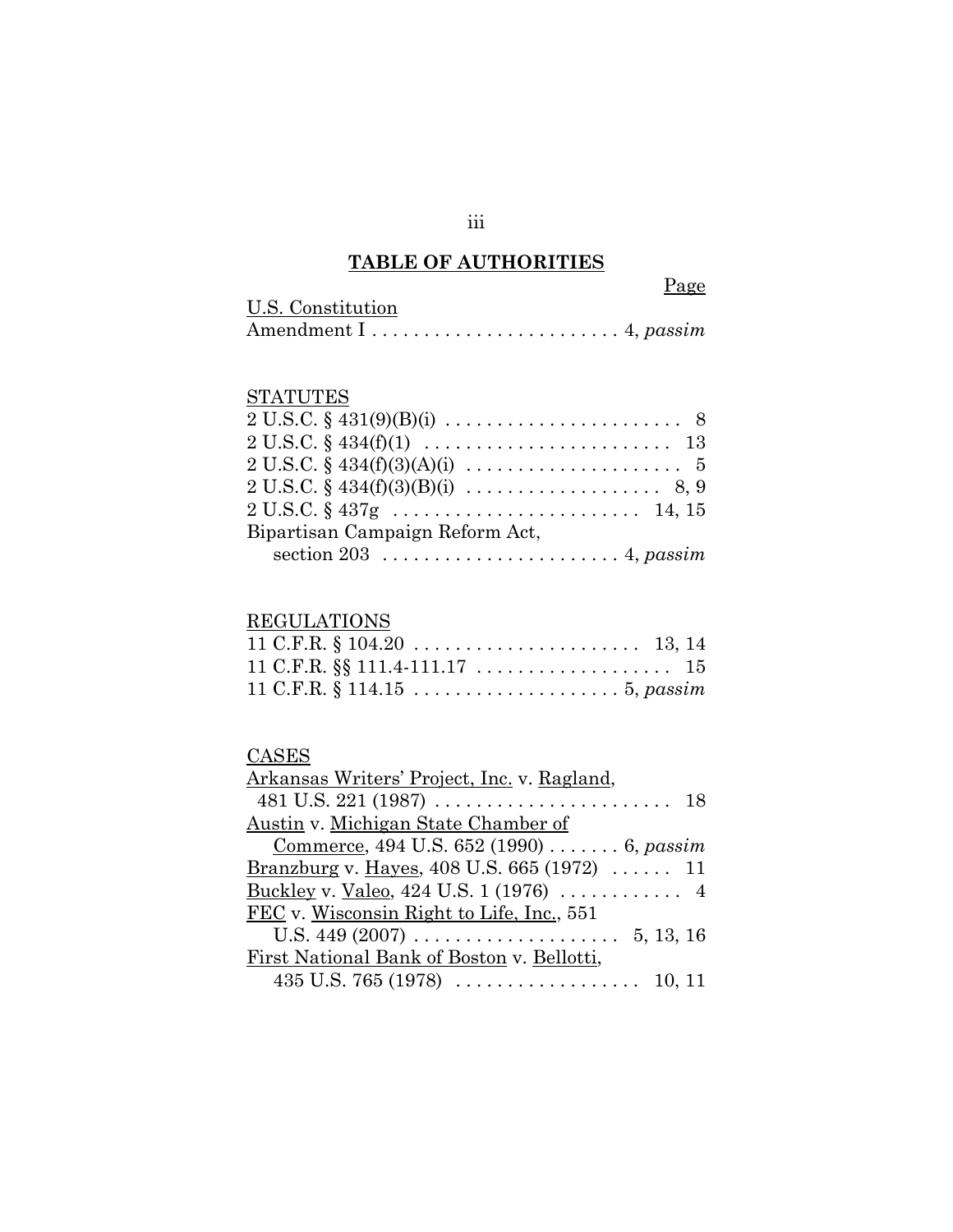## TABLE OF AUTHORITIES

Page

U.S. Constitution

Amendment I . . . . . . . . . . . . . . . . . . . . . . . . 4, *passim*

STATUTES

2 U.S.C. § 431(9)(B)(i) . . . . . . . . . . . . . . . . . . . . . . . 8

2 U.S.C. § 434(f)(1) . . . . . . . . . . . . . . . . . . . . . . . . 13

2 U.S.C. § 434(f)(3)(A)(i) . . . . . . . . . . . . . . . . . . . . . 5

2 U.S.C. § 434(f)(3)(B)(i) . . . . . . . . . . . . . . . . . . . 8, 9

2 U.S.C. § 437g . . . . . . . . . . . . . . . . . . . . . . . . 14, 15

Bipartisan Campaign Reform Act, section 203 . . . . . . . . . . . . . . . . . . . . . . 4, *passim*

REGULATIONS

11 C.F.R. § 104.20 . . . . . . . . . . . . . . . . . . . . . . 13, 14

11 C.F.R. §§ 111.4-111.17 . . . . . . . . . . . . . . . . . . . 15

11 C.F.R. § 114.15 . . . . . . . . . . . . . . . . . . . . 5, *passim*

CASES

Arkansas Writers' Project, Inc. v. Ragland, 481 U.S. 221 (1987) . . . . . . . . . . . . . . . . . . . . . . . 18

Austin v. Michigan State Chamber of Commerce, 494 U.S. 652 (1990) . . . . . . . 6, *passim*

Branzburg v. Hayes, 408 U.S. 665 (1972) . . . . . . 11

Buckley v. Valeo, 424 U.S. 1 (1976) . . . . . . . . . . . . 4

FEC v. Wisconsin Right to Life, Inc., 551 U.S. 449 (2007) . . . . . . . . . . . . . . . . . . . . 5, 13, 16

First National Bank of Boston v. Bellotti, 435 U.S. 765 (1978) . . . . . . . . . . . . . . . . . . 10, 11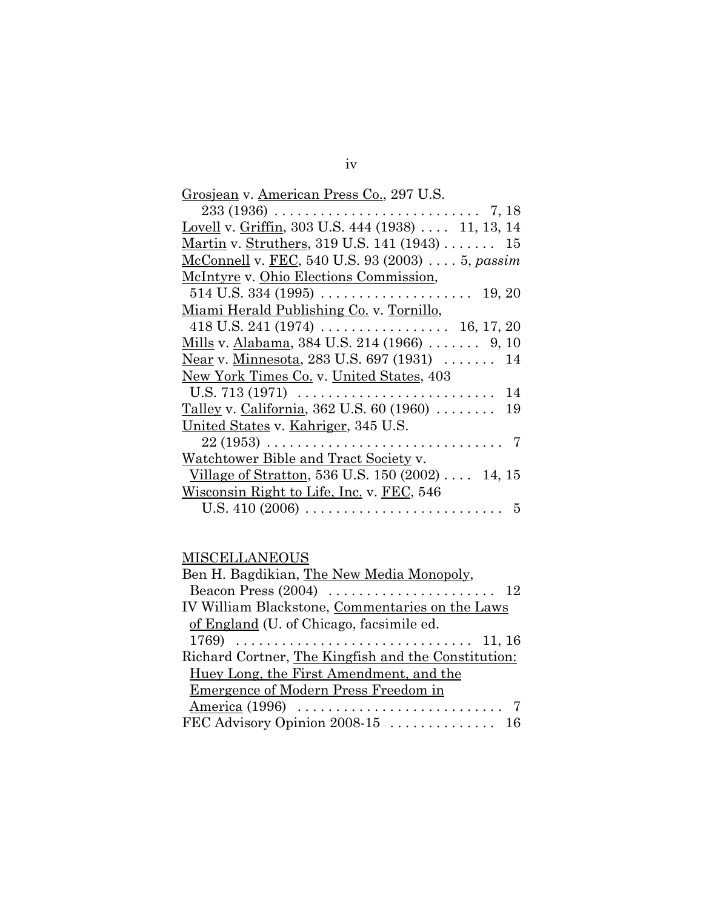Grosjean v. American Press Co., 297 U.S. 233 (1936) . . . . . . . . . . . . . . . . . . . . . . . . . . . 7, 18

Lovell v. Griffin, 303 U.S. 444 (1938) . . . . 11, 13, 14

Martin v. Struthers, 319 U.S. 141 (1943) . . . . . . . 15

McConnell v. FEC, 540 U.S. 93 (2003) . . . . 5, *passim*

McIntyre v. Ohio Elections Commission, 514 U.S. 334 (1995) . . . . . . . . . . . . . . . . . . . . 19, 20

Miami Herald Publishing Co. v. Tornillo, 418 U.S. 241 (1974) . . . . . . . . . . . . . . . . . 16, 17, 20

Mills v. Alabama, 384 U.S. 214 (1966) . . . . . . . 9, 10

Near v. Minnesota, 283 U.S. 697 (1931) . . . . . . . 14

New York Times Co. v. United States, 403 U.S. 713 (1971) . . . . . . . . . . . . . . . . . . . . . . . . . . 14

Talley v. California, 362 U.S. 60 (1960) . . . . . . . . 19

United States v. Kahriger, 345 U.S. 22 (1953) . . . . . . . . . . . . . . . . . . . . . . . . . . . . . . . 7

Watchtower Bible and Tract Society v. Village of Stratton, 536 U.S. 150 (2002) . . . . 14, 15

Wisconsin Right to Life, Inc. v. FEC, 546 U.S. 410 (2006) . . . . . . . . . . . . . . . . . . . . . . . . . . 5

## MISCELLANEOUS

Ben H. Bagdikian, The New Media Monopoly, Beacon Press (2004) . . . . . . . . . . . . . . . . . . . . . . 12

IV William Blackstone, Commentaries on the Laws of England (U. of Chicago, facsimile ed. 1769) . . . . . . . . . . . . . . . . . . . . . . . . . . . . . . . 11, 16

Richard Cortner, The Kingfish and the Constitution: Huey Long, the First Amendment, and the Emergence of Modern Press Freedom in America (1996) . . . . . . . . . . . . . . . . . . . . . . . . . . . 7

FEC Advisory Opinion 2008-15 . . . . . . . . . . . . . . 16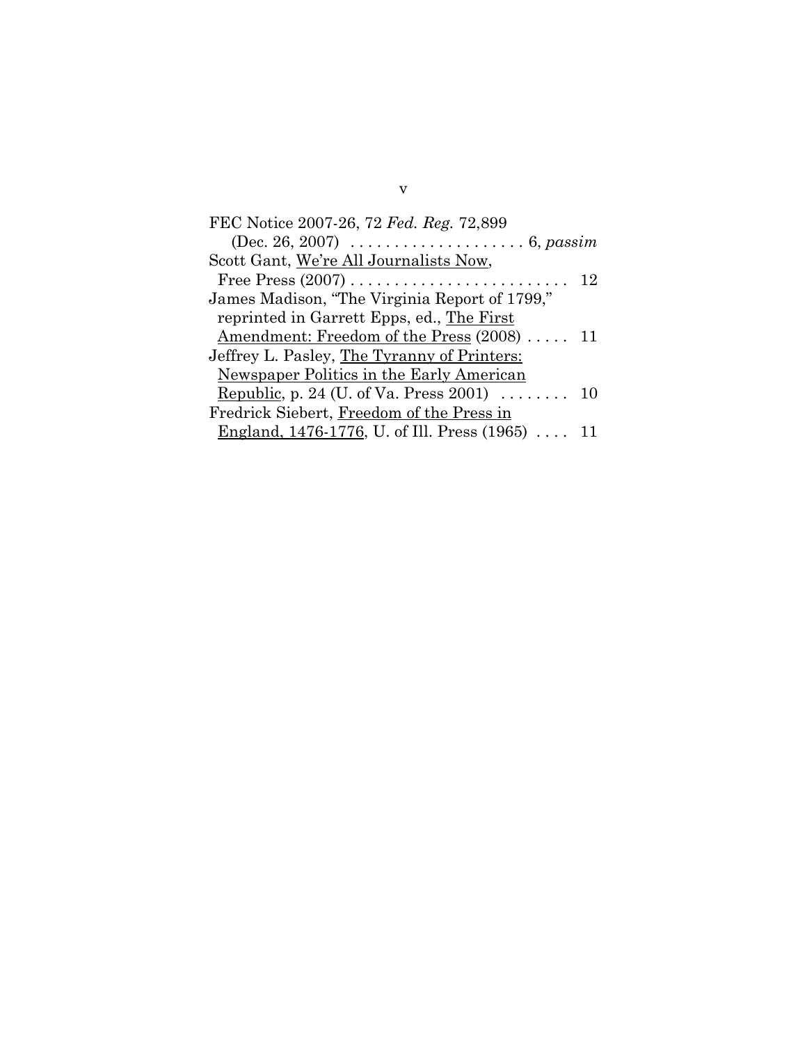FEC Notice 2007-26, 72 *Fed. Reg.* 72,899 (Dec. 26, 2007) . . . . . . . . . . . . . . . . . . . . 6, *passim*

Scott Gant, We're All Journalists Now, Free Press (2007) . . . . . . . . . . . . . . . . . . . . . . . . . . 12

James Madison, "The Virginia Report of 1799," reprinted in Garrett Epps, ed., The First Amendment: Freedom of the Press (2008) . . . . . 11

Jeffrey L. Pasley, The Tyranny of Printers: Newspaper Politics in the Early American Republic, p. 24 (U. of Va. Press 2001) . . . . . . . . 10

Fredrick Siebert, Freedom of the Press in England, 1476-1776, U. of Ill. Press (1965) . . . . 11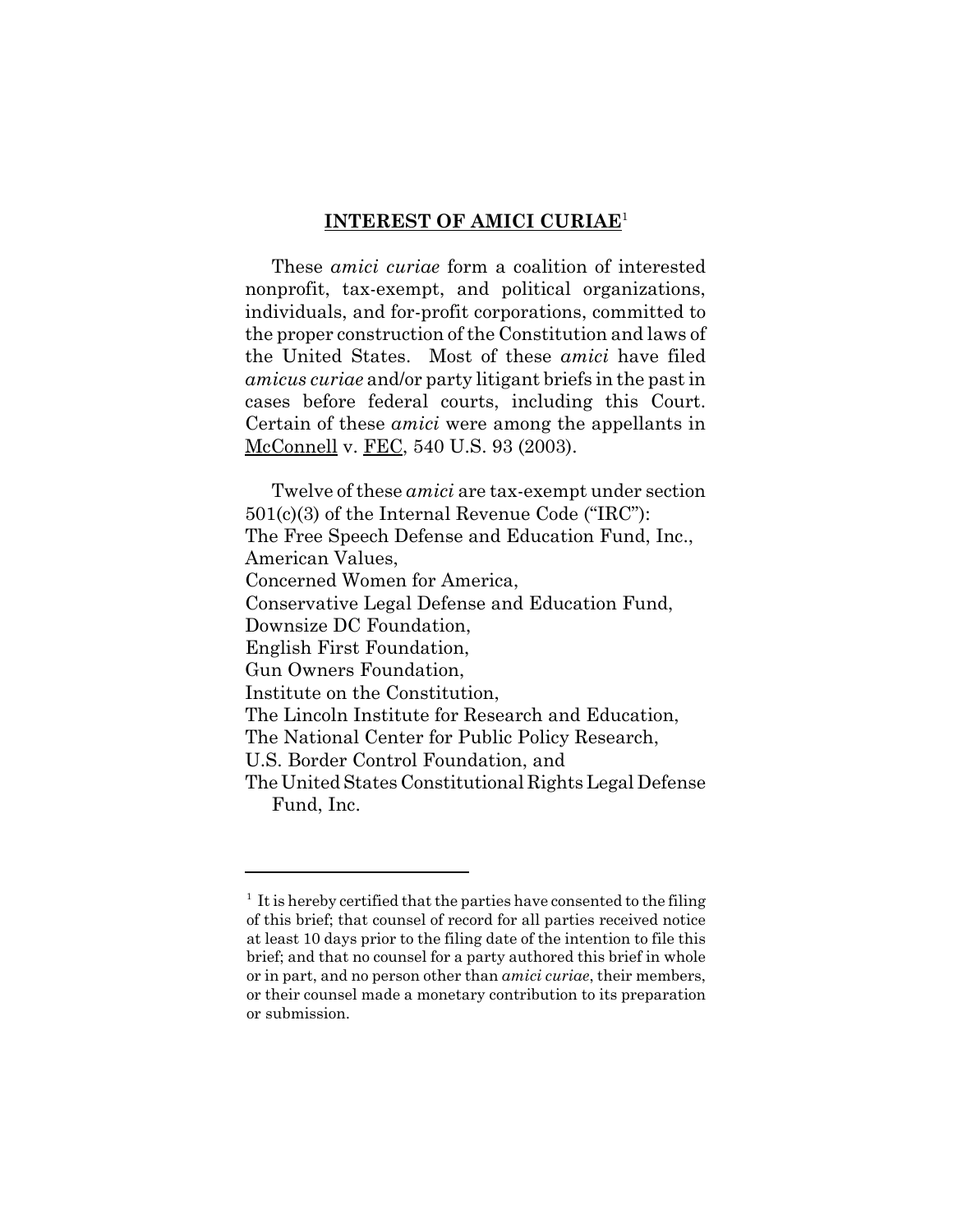## INTEREST OF AMICI CURIAE[1]

These *amici curiae* form a coalition of interested nonprofit, tax-exempt, and political organizations, individuals, and for-profit corporations, committed to the proper construction of the Constitution and laws of the United States. Most of these *amici* have filed *amicus curiae* and/or party litigant briefs in the past in cases before federal courts, including this Court. Certain of these *amici* were among the appellants in McConnell v. FEC, 540 U.S. 93 (2003).

Twelve of these *amici* are tax-exempt under section 501(c)(3) of the Internal Revenue Code ("IRC"):
The Free Speech Defense and Education Fund, Inc.,
American Values,
Concerned Women for America,
Conservative Legal Defense and Education Fund,
Downsize DC Foundation,
English First Foundation,
Gun Owners Foundation,
Institute on the Constitution,
The Lincoln Institute for Research and Education,
The National Center for Public Policy Research,
U.S. Border Control Foundation, and
The United States Constitutional Rights Legal Defense Fund, Inc.

---

[1] It is hereby certified that the parties have consented to the filing of this brief; that counsel of record for all parties received notice at least 10 days prior to the filing date of the intention to file this brief; and that no counsel for a party authored this brief in whole or in part, and no person other than *amici curiae*, their members, or their counsel made a monetary contribution to its preparation or submission.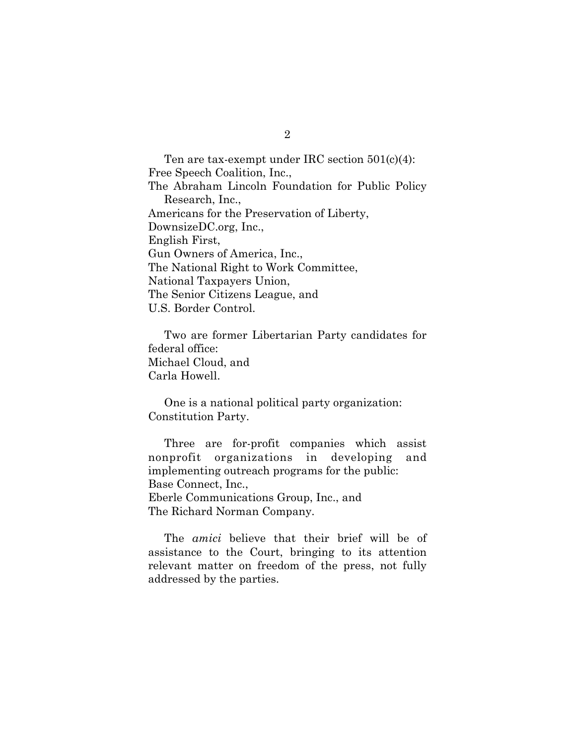Ten are tax-exempt under IRC section 501(c)(4):
Free Speech Coalition, Inc.,
The Abraham Lincoln Foundation for Public Policy Research, Inc.,
Americans for the Preservation of Liberty,
DownsizeDC.org, Inc.,
English First,
Gun Owners of America, Inc.,
The National Right to Work Committee,
National Taxpayers Union,
The Senior Citizens League, and
U.S. Border Control.

Two are former Libertarian Party candidates for federal office:
Michael Cloud, and
Carla Howell.

One is a national political party organization:
Constitution Party.

Three are for-profit companies which assist nonprofit organizations in developing and implementing outreach programs for the public:
Base Connect, Inc.,
Eberle Communications Group, Inc., and
The Richard Norman Company.

The *amici* believe that their brief will be of assistance to the Court, bringing to its attention relevant matter on freedom of the press, not fully addressed by the parties.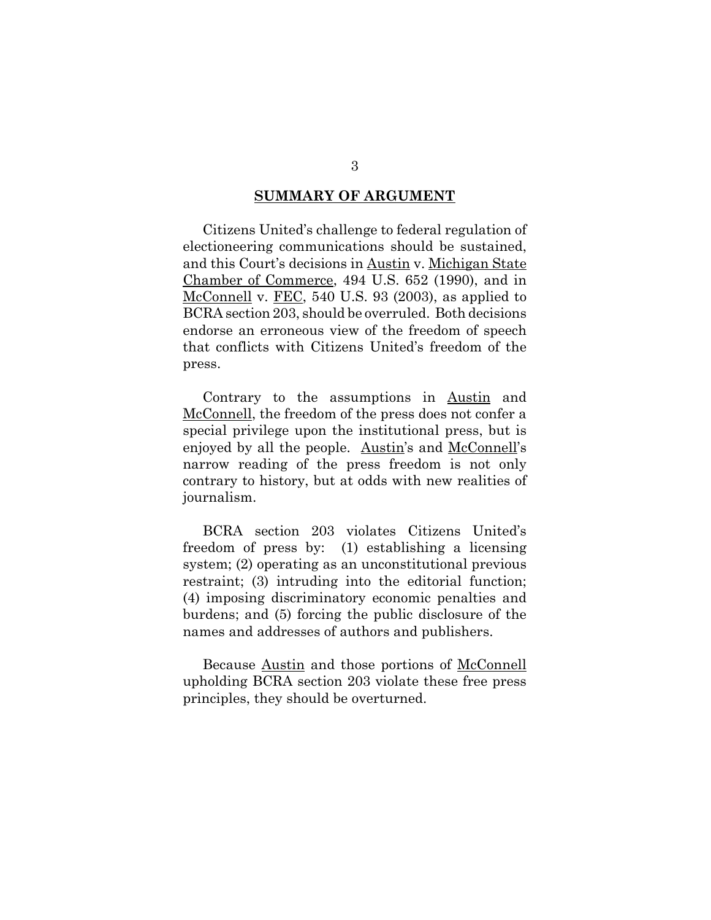## SUMMARY OF ARGUMENT

Citizens United's challenge to federal regulation of electioneering communications should be sustained, and this Court's decisions in Austin v. Michigan State Chamber of Commerce, 494 U.S. 652 (1990), and in McConnell v. FEC, 540 U.S. 93 (2003), as applied to BCRA section 203, should be overruled. Both decisions endorse an erroneous view of the freedom of speech that conflicts with Citizens United's freedom of the press.

Contrary to the assumptions in Austin and McConnell, the freedom of the press does not confer a special privilege upon the institutional press, but is enjoyed by all the people. Austin's and McConnell's narrow reading of the press freedom is not only contrary to history, but at odds with new realities of journalism.

BCRA section 203 violates Citizens United's freedom of press by: (1) establishing a licensing system; (2) operating as an unconstitutional previous restraint; (3) intruding into the editorial function; (4) imposing discriminatory economic penalties and burdens; and (5) forcing the public disclosure of the names and addresses of authors and publishers.

Because Austin and those portions of McConnell upholding BCRA section 203 violate these free press principles, they should be overturned.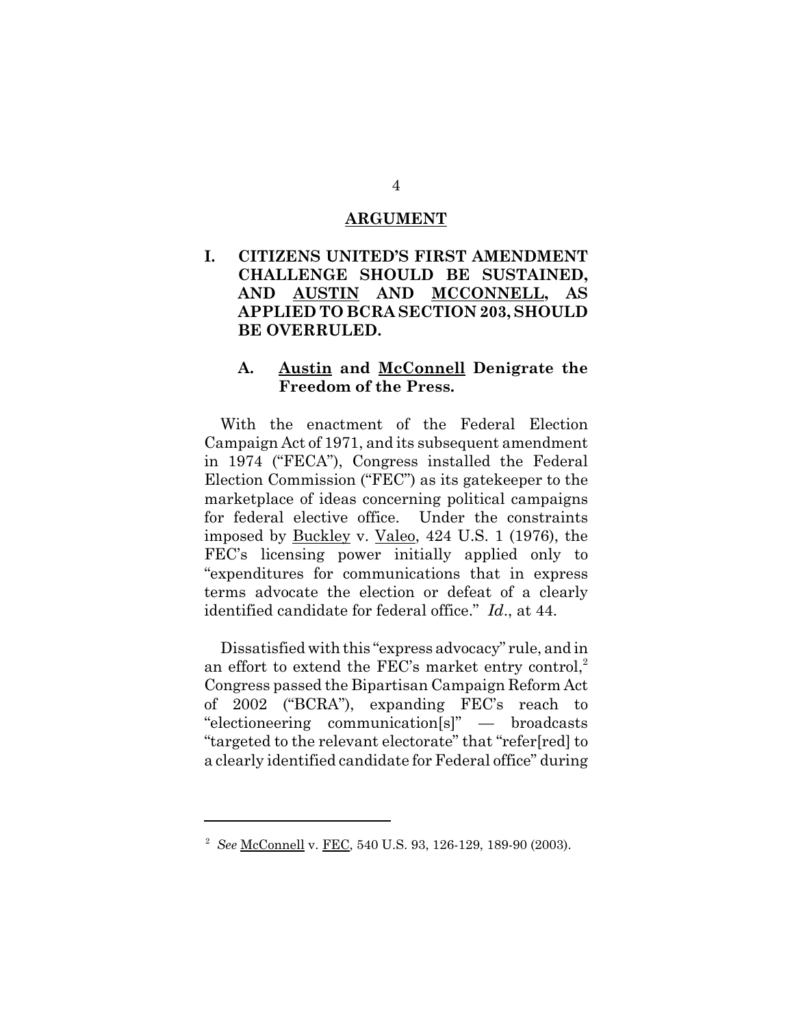## ARGUMENT

### I. CITIZENS UNITED'S FIRST AMENDMENT CHALLENGE SHOULD BE SUSTAINED, AND AUSTIN AND MCCONNELL, AS APPLIED TO BCRA SECTION 203, SHOULD BE OVERRULED.

#### A. Austin and McConnell Denigrate the Freedom of the Press.

With the enactment of the Federal Election Campaign Act of 1971, and its subsequent amendment in 1974 ("FECA"), Congress installed the Federal Election Commission ("FEC") as its gatekeeper to the marketplace of ideas concerning political campaigns for federal elective office. Under the constraints imposed by Buckley v. Valeo, 424 U.S. 1 (1976), the FEC's licensing power initially applied only to "expenditures for communications that in express terms advocate the election or defeat of a clearly identified candidate for federal office." *Id*., at 44.

Dissatisfied with this "express advocacy" rule, and in an effort to extend the FEC's market entry control,[2] Congress passed the Bipartisan Campaign Reform Act of 2002 ("BCRA"), expanding FEC's reach to "electioneering communication[s]" — broadcasts "targeted to the relevant electorate" that "refer[red] to a clearly identified candidate for Federal office" during

---

[2] *See* McConnell v. FEC, 540 U.S. 93, 126-129, 189-90 (2003).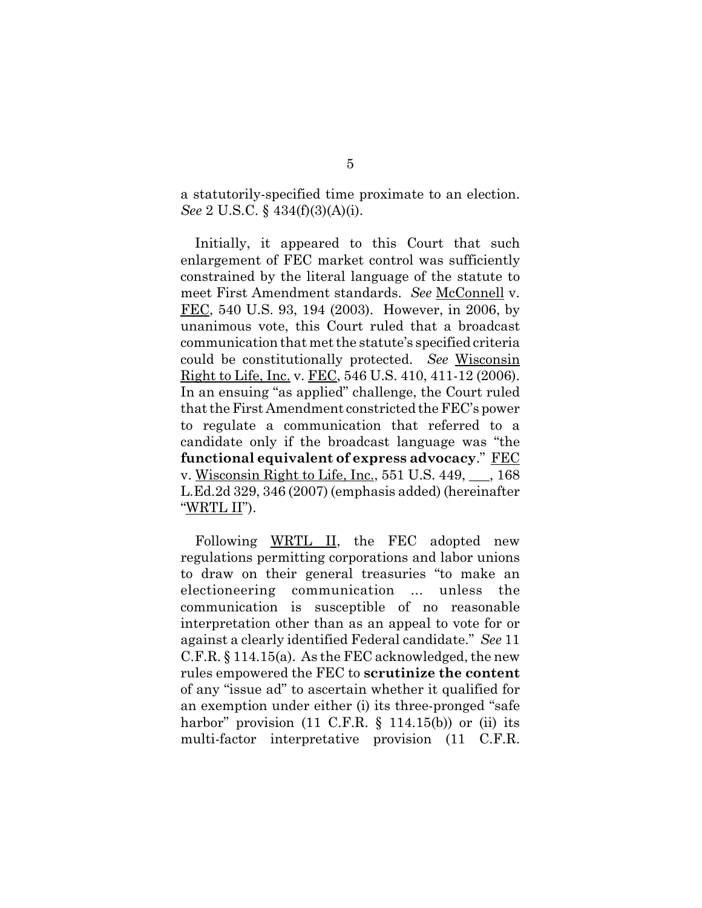a statutorily-specified time proximate to an election. *See* 2 U.S.C. § 434(f)(3)(A)(i).

Initially, it appeared to this Court that such enlargement of FEC market control was sufficiently constrained by the literal language of the statute to meet First Amendment standards. *See* McConnell v. FEC, 540 U.S. 93, 194 (2003). However, in 2006, by unanimous vote, this Court ruled that a broadcast communication that met the statute's specified criteria could be constitutionally protected. *See* Wisconsin Right to Life, Inc. v. FEC, 546 U.S. 410, 411-12 (2006). In an ensuing "as applied" challenge, the Court ruled that the First Amendment constricted the FEC's power to regulate a communication that referred to a candidate only if the broadcast language was "the **functional equivalent of express advocacy**." FEC v. Wisconsin Right to Life, Inc., 551 U.S. 449, ___, 168 L.Ed.2d 329, 346 (2007) (emphasis added) (hereinafter "WRTL II").

Following WRTL II, the FEC adopted new regulations permitting corporations and labor unions to draw on their general treasuries "to make an electioneering communication ... unless the communication is susceptible of no reasonable interpretation other than as an appeal to vote for or against a clearly identified Federal candidate." *See* 11 C.F.R. § 114.15(a). As the FEC acknowledged, the new rules empowered the FEC to **scrutinize the content** of any "issue ad" to ascertain whether it qualified for an exemption under either (i) its three-pronged "safe harbor" provision (11 C.F.R. § 114.15(b)) or (ii) its multi-factor interpretative provision (11 C.F.R.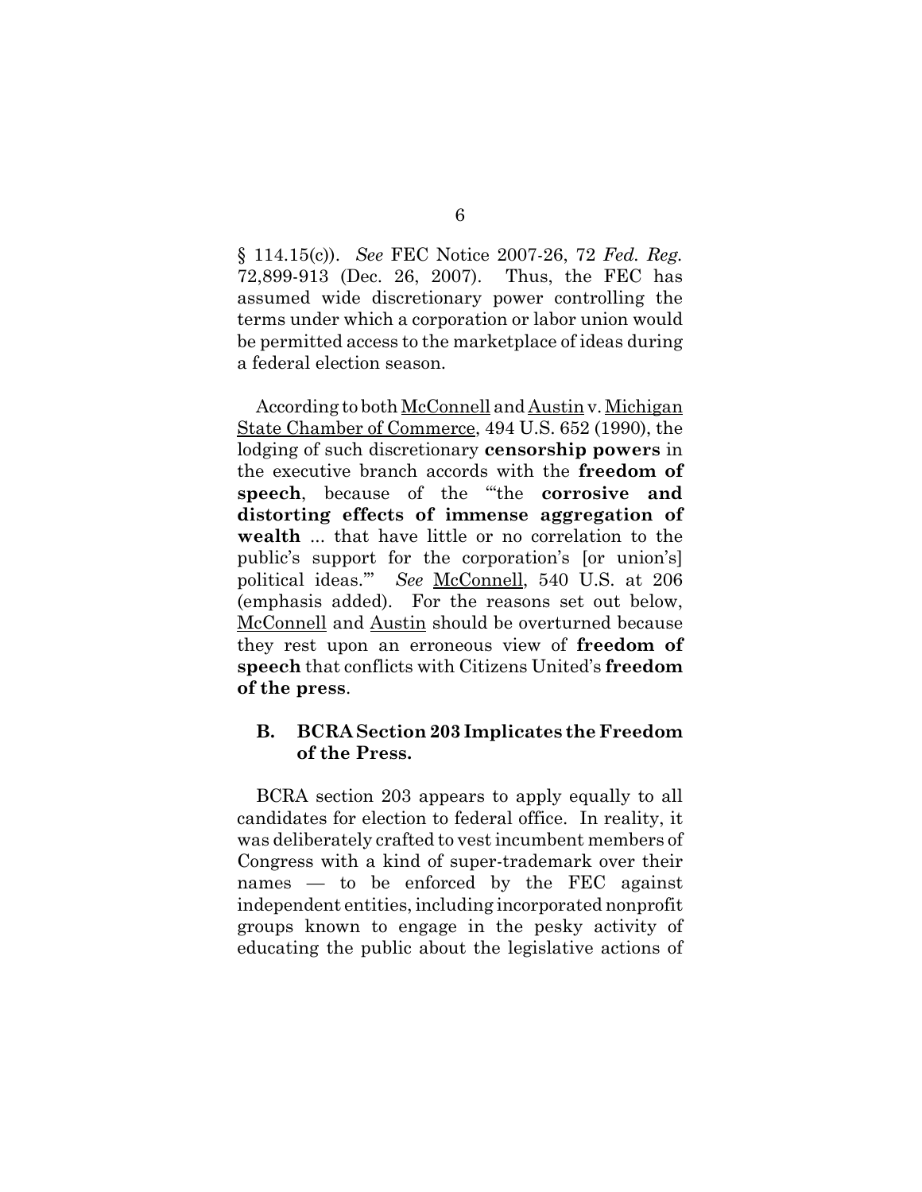§ 114.15(c)). *See* FEC Notice 2007-26, 72 *Fed. Reg.* 72,899-913 (Dec. 26, 2007). Thus, the FEC has assumed wide discretionary power controlling the terms under which a corporation or labor union would be permitted access to the marketplace of ideas during a federal election season.

According to both McConnell and Austin v. Michigan State Chamber of Commerce, 494 U.S. 652 (1990), the lodging of such discretionary **censorship powers** in the executive branch accords with the **freedom of speech**, because of the "'the **corrosive and distorting effects of immense aggregation of wealth** ... that have little or no correlation to the public's support for the corporation's [or union's] political ideas.'" *See* McConnell, 540 U.S. at 206 (emphasis added). For the reasons set out below, McConnell and Austin should be overturned because they rest upon an erroneous view of **freedom of speech** that conflicts with Citizens United's **freedom of the press**.

### B. BCRA Section 203 Implicates the Freedom of the Press.

BCRA section 203 appears to apply equally to all candidates for election to federal office. In reality, it was deliberately crafted to vest incumbent members of Congress with a kind of super-trademark over their names — to be enforced by the FEC against independent entities, including incorporated nonprofit groups known to engage in the pesky activity of educating the public about the legislative actions of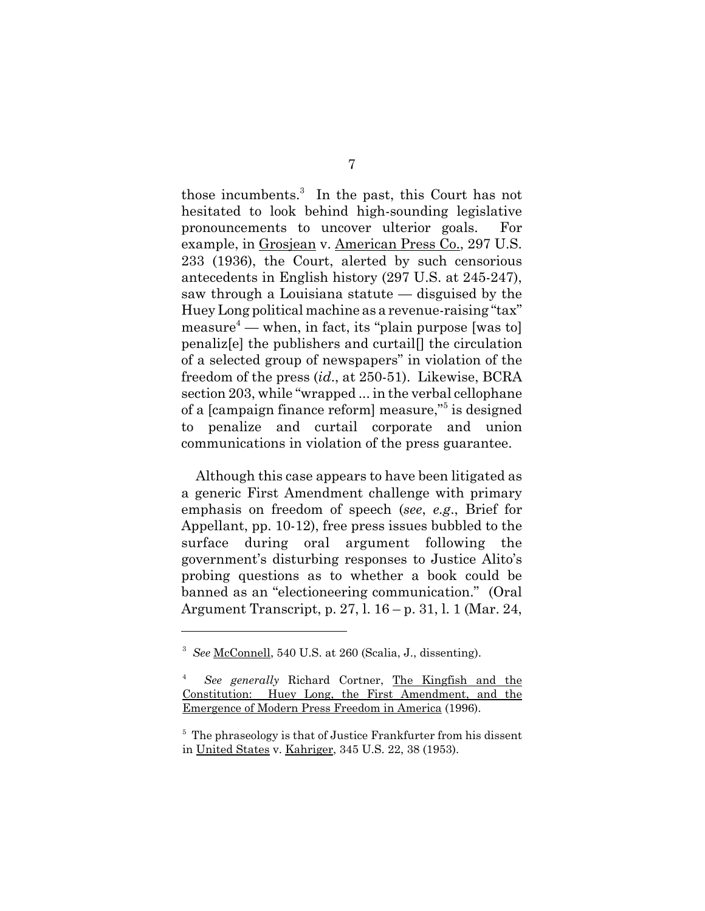those incumbents.[3] In the past, this Court has not hesitated to look behind high-sounding legislative pronouncements to uncover ulterior goals. For example, in Grosjean v. American Press Co., 297 U.S. 233 (1936), the Court, alerted by such censorious antecedents in English history (297 U.S. at 245-247), saw through a Louisiana statute — disguised by the Huey Long political machine as a revenue-raising "tax" measure[4] — when, in fact, its "plain purpose [was to] penaliz[e] the publishers and curtail[] the circulation of a selected group of newspapers" in violation of the freedom of the press (*id*., at 250-51). Likewise, BCRA section 203, while "wrapped ... in the verbal cellophane of a [campaign finance reform] measure,"[5] is designed to penalize and curtail corporate and union communications in violation of the press guarantee.

Although this case appears to have been litigated as a generic First Amendment challenge with primary emphasis on freedom of speech (*see*, *e.g*., Brief for Appellant, pp. 10-12), free press issues bubbled to the surface during oral argument following the government's disturbing responses to Justice Alito's probing questions as to whether a book could be banned as an "electioneering communication." (Oral Argument Transcript, p. 27, l. 16 – p. 31, l. 1 (Mar. 24,

---

[3] *See* McConnell, 540 U.S. at 260 (Scalia, J., dissenting).

[4] *See generally* Richard Cortner, The Kingfish and the Constitution: Huey Long, the First Amendment, and the Emergence of Modern Press Freedom in America (1996).

[5] The phraseology is that of Justice Frankfurter from his dissent in United States v. Kahriger, 345 U.S. 22, 38 (1953).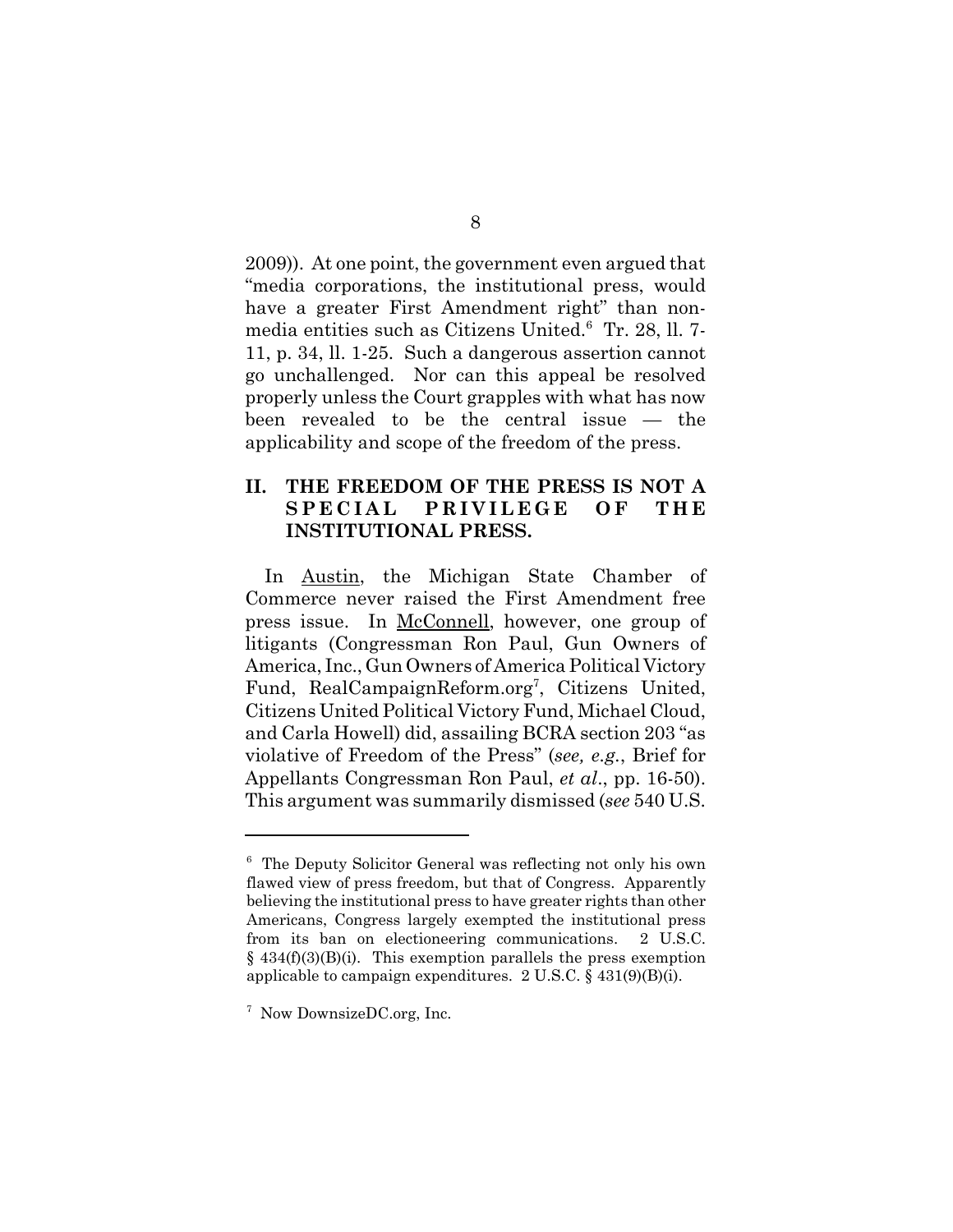2009)). At one point, the government even argued that "media corporations, the institutional press, would have a greater First Amendment right" than non-media entities such as Citizens United.[6] Tr. 28, ll. 7-11, p. 34, ll. 1-25. Such a dangerous assertion cannot go unchallenged. Nor can this appeal be resolved properly unless the Court grapples with what has now been revealed to be the central issue — the applicability and scope of the freedom of the press.

## II. THE FREEDOM OF THE PRESS IS NOT A SPECIAL PRIVILEGE OF THE INSTITUTIONAL PRESS.

In Austin, the Michigan State Chamber of Commerce never raised the First Amendment free press issue. In McConnell, however, one group of litigants (Congressman Ron Paul, Gun Owners of America, Inc., Gun Owners of America Political Victory Fund, RealCampaignReform.org[7], Citizens United, Citizens United Political Victory Fund, Michael Cloud, and Carla Howell) did, assailing BCRA section 203 "as violative of Freedom of the Press" (*see, e.g.*, Brief for Appellants Congressman Ron Paul, *et al*., pp. 16-50). This argument was summarily dismissed (*see* 540 U.S.

---

[6] The Deputy Solicitor General was reflecting not only his own flawed view of press freedom, but that of Congress. Apparently believing the institutional press to have greater rights than other Americans, Congress largely exempted the institutional press from its ban on electioneering communications. 2 U.S.C. § 434(f)(3)(B)(i). This exemption parallels the press exemption applicable to campaign expenditures. 2 U.S.C. § 431(9)(B)(i).

[7] Now DownsizeDC.org, Inc.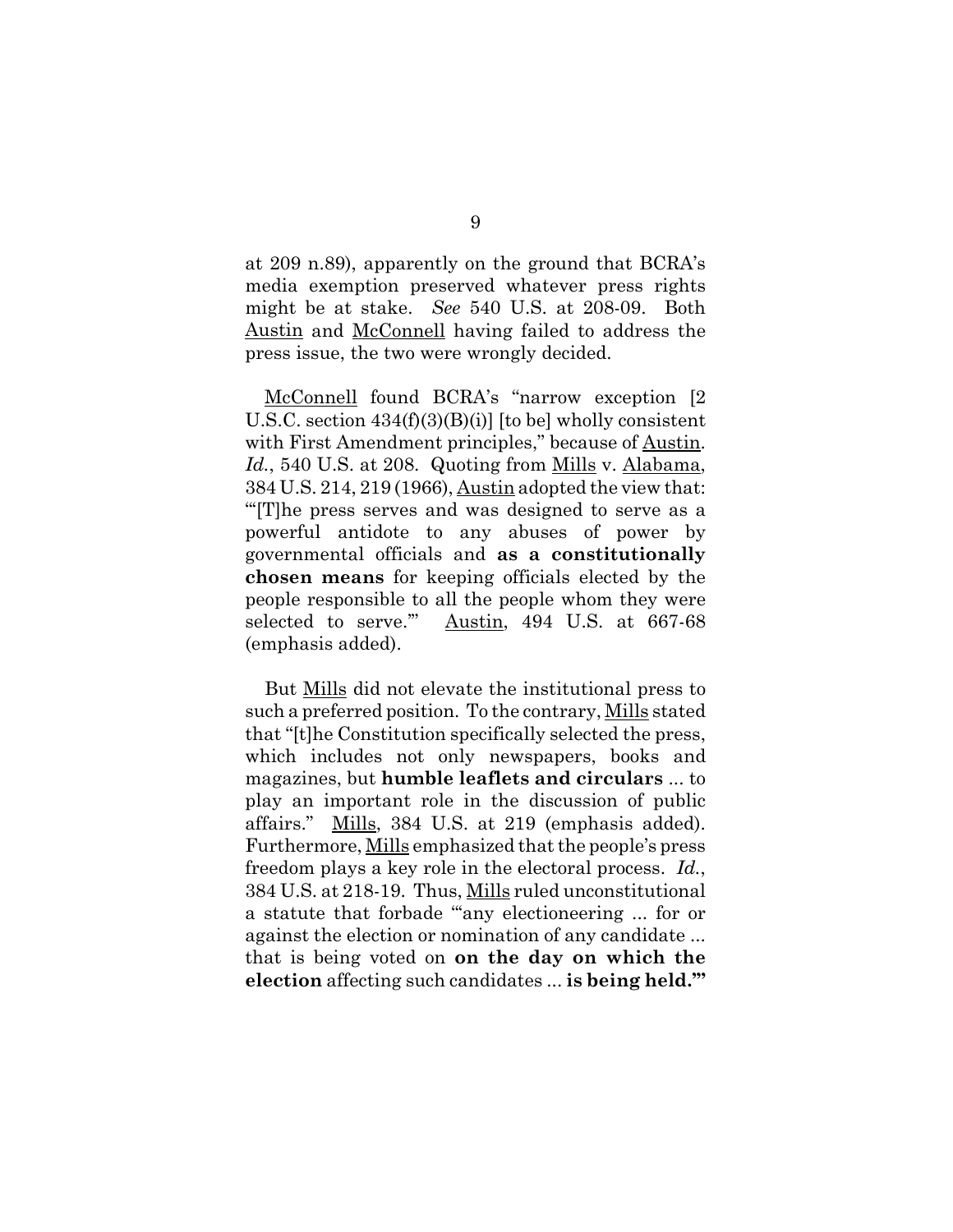at 209 n.89), apparently on the ground that BCRA's media exemption preserved whatever press rights might be at stake. *See* 540 U.S. at 208-09. Both Austin and McConnell having failed to address the press issue, the two were wrongly decided.

McConnell found BCRA's "narrow exception [2 U.S.C. section 434(f)(3)(B)(i)] [to be] wholly consistent with First Amendment principles," because of Austin. *Id.*, 540 U.S. at 208. Quoting from Mills v. Alabama, 384 U.S. 214, 219 (1966), Austin adopted the view that: "'[T]he press serves and was designed to serve as a powerful antidote to any abuses of power by governmental officials and **as a constitutionally chosen means** for keeping officials elected by the people responsible to all the people whom they were selected to serve.'" Austin, 494 U.S. at 667-68 (emphasis added).

But Mills did not elevate the institutional press to such a preferred position. To the contrary, Mills stated that "[t]he Constitution specifically selected the press, which includes not only newspapers, books and magazines, but **humble leaflets and circulars** ... to play an important role in the discussion of public affairs." Mills, 384 U.S. at 219 (emphasis added). Furthermore, Mills emphasized that the people's press freedom plays a key role in the electoral process. *Id.*, 384 U.S. at 218-19. Thus, Mills ruled unconstitutional a statute that forbade "'any electioneering ... for or against the election or nomination of any candidate ... that is being voted on **on the day on which the election** affecting such candidates ... **is being held.'"**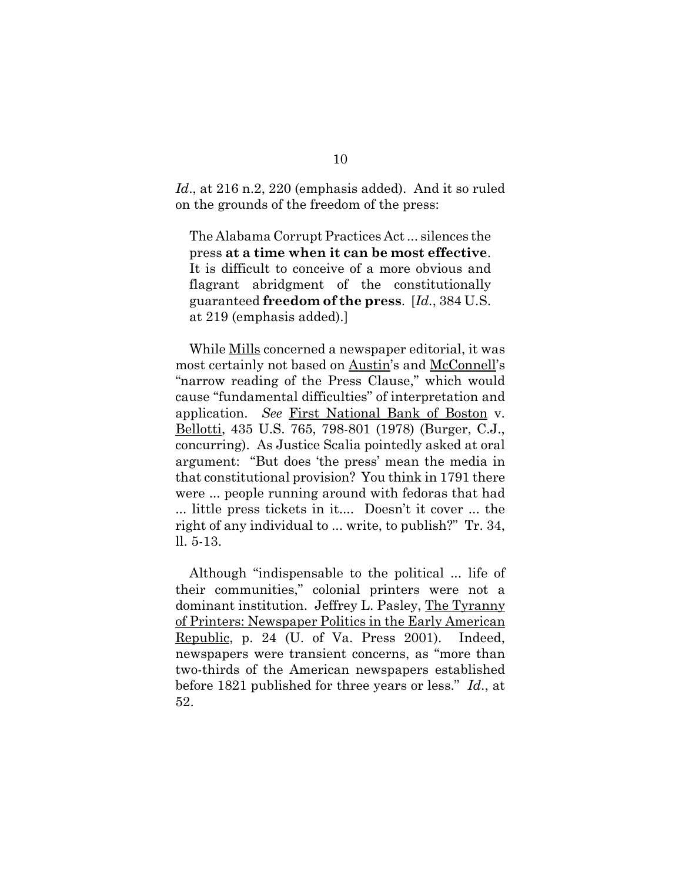*Id*., at 216 n.2, 220 (emphasis added). And it so ruled on the grounds of the freedom of the press:

> The Alabama Corrupt Practices Act ... silences the press **at a time when it can be most effective**. It is difficult to conceive of a more obvious and flagrant abridgment of the constitutionally guaranteed **freedom of the press**. [*Id*., 384 U.S. at 219 (emphasis added).]

While Mills concerned a newspaper editorial, it was most certainly not based on Austin's and McConnell's "narrow reading of the Press Clause," which would cause "fundamental difficulties" of interpretation and application. *See* First National Bank of Boston v. Bellotti, 435 U.S. 765, 798-801 (1978) (Burger, C.J., concurring). As Justice Scalia pointedly asked at oral argument: "But does 'the press' mean the media in that constitutional provision? You think in 1791 there were ... people running around with fedoras that had ... little press tickets in it.... Doesn't it cover ... the right of any individual to ... write, to publish?" Tr. 34, ll. 5-13.

Although "indispensable to the political ... life of their communities," colonial printers were not a dominant institution. Jeffrey L. Pasley, The Tyranny of Printers: Newspaper Politics in the Early American Republic, p. 24 (U. of Va. Press 2001). Indeed, newspapers were transient concerns, as "more than two-thirds of the American newspapers established before 1821 published for three years or less." *Id*., at 52.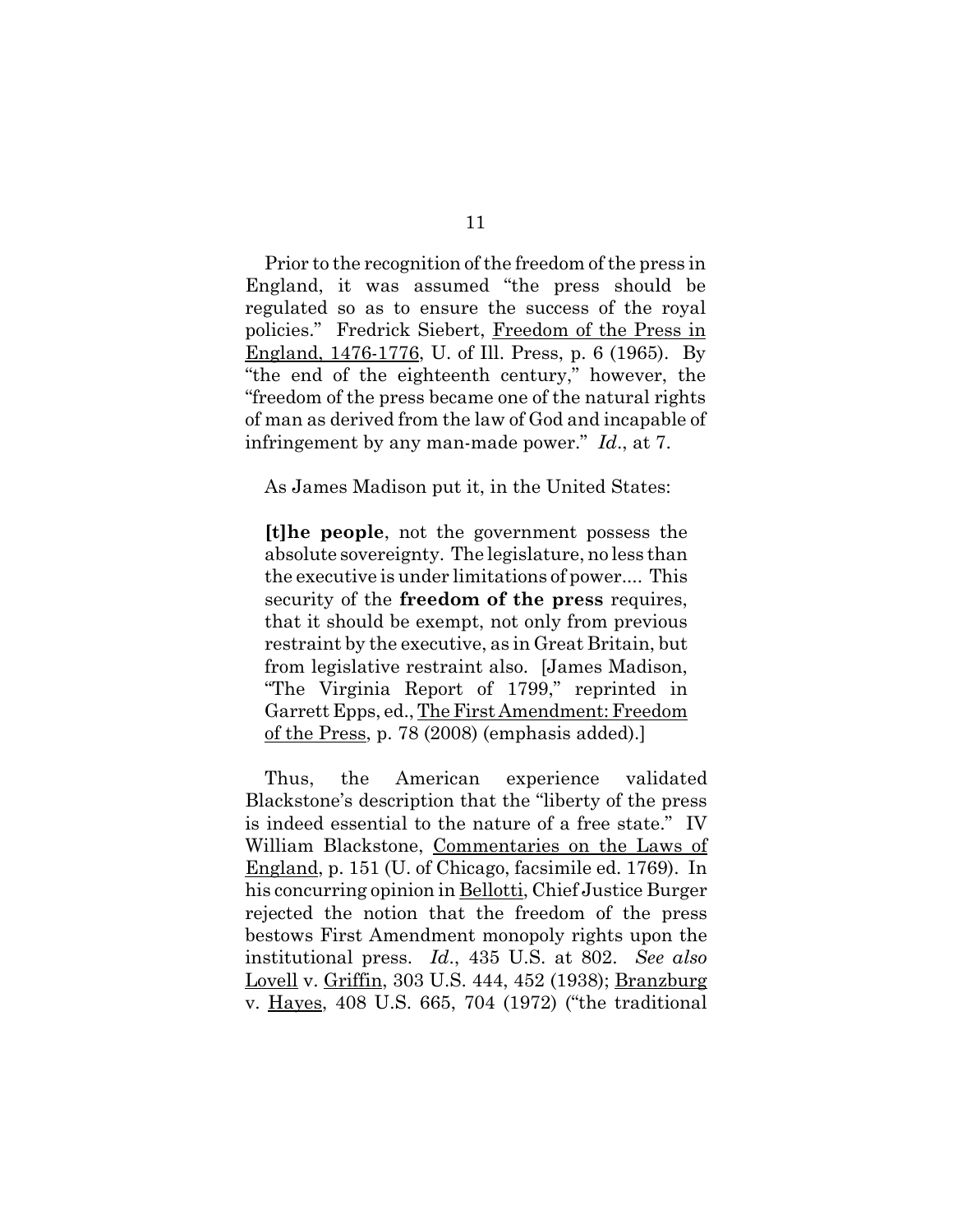Prior to the recognition of the freedom of the press in England, it was assumed "the press should be regulated so as to ensure the success of the royal policies." Fredrick Siebert, Freedom of the Press in England, 1476-1776, U. of Ill. Press, p. 6 (1965). By "the end of the eighteenth century," however, the "freedom of the press became one of the natural rights of man as derived from the law of God and incapable of infringement by any man-made power." *Id*., at 7.

As James Madison put it, in the United States:

> **[t]he people**, not the government possess the absolute sovereignty. The legislature, no less than the executive is under limitations of power.... This security of the **freedom of the press** requires, that it should be exempt, not only from previous restraint by the executive, as in Great Britain, but from legislative restraint also. [James Madison, "The Virginia Report of 1799," reprinted in Garrett Epps, ed., The First Amendment: Freedom of the Press, p. 78 (2008) (emphasis added).]

Thus, the American experience validated Blackstone's description that the "liberty of the press is indeed essential to the nature of a free state." IV William Blackstone, Commentaries on the Laws of England, p. 151 (U. of Chicago, facsimile ed. 1769). In his concurring opinion in Bellotti, Chief Justice Burger rejected the notion that the freedom of the press bestows First Amendment monopoly rights upon the institutional press. *Id*., 435 U.S. at 802. *See also* Lovell v. Griffin, 303 U.S. 444, 452 (1938); Branzburg v. Hayes, 408 U.S. 665, 704 (1972) ("the traditional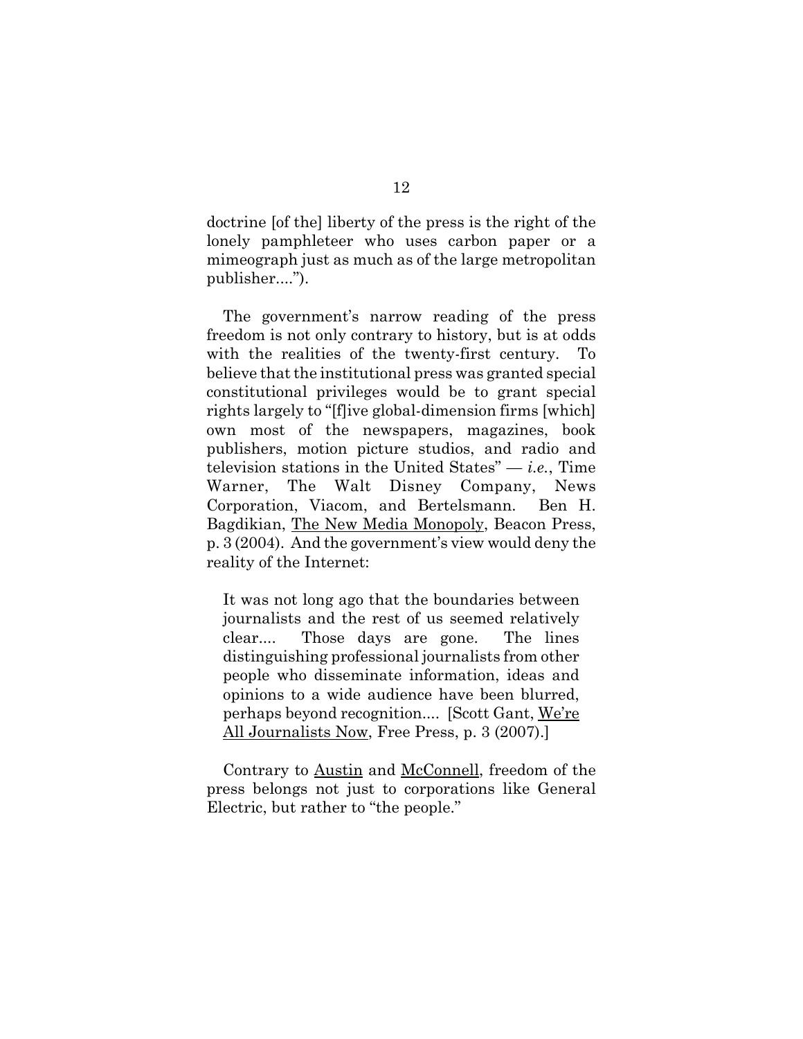doctrine [of the] liberty of the press is the right of the lonely pamphleteer who uses carbon paper or a mimeograph just as much as of the large metropolitan publisher....").

The government's narrow reading of the press freedom is not only contrary to history, but is at odds with the realities of the twenty-first century. To believe that the institutional press was granted special constitutional privileges would be to grant special rights largely to "[f]ive global-dimension firms [which] own most of the newspapers, magazines, book publishers, motion picture studios, and radio and television stations in the United States" — *i.e.*, Time Warner, The Walt Disney Company, News Corporation, Viacom, and Bertelsmann. Ben H. Bagdikian, The New Media Monopoly, Beacon Press, p. 3 (2004). And the government's view would deny the reality of the Internet:

> It was not long ago that the boundaries between journalists and the rest of us seemed relatively clear.... Those days are gone. The lines distinguishing professional journalists from other people who disseminate information, ideas and opinions to a wide audience have been blurred, perhaps beyond recognition.... [Scott Gant, We're All Journalists Now, Free Press, p. 3 (2007).]

Contrary to Austin and McConnell, freedom of the press belongs not just to corporations like General Electric, but rather to "the people."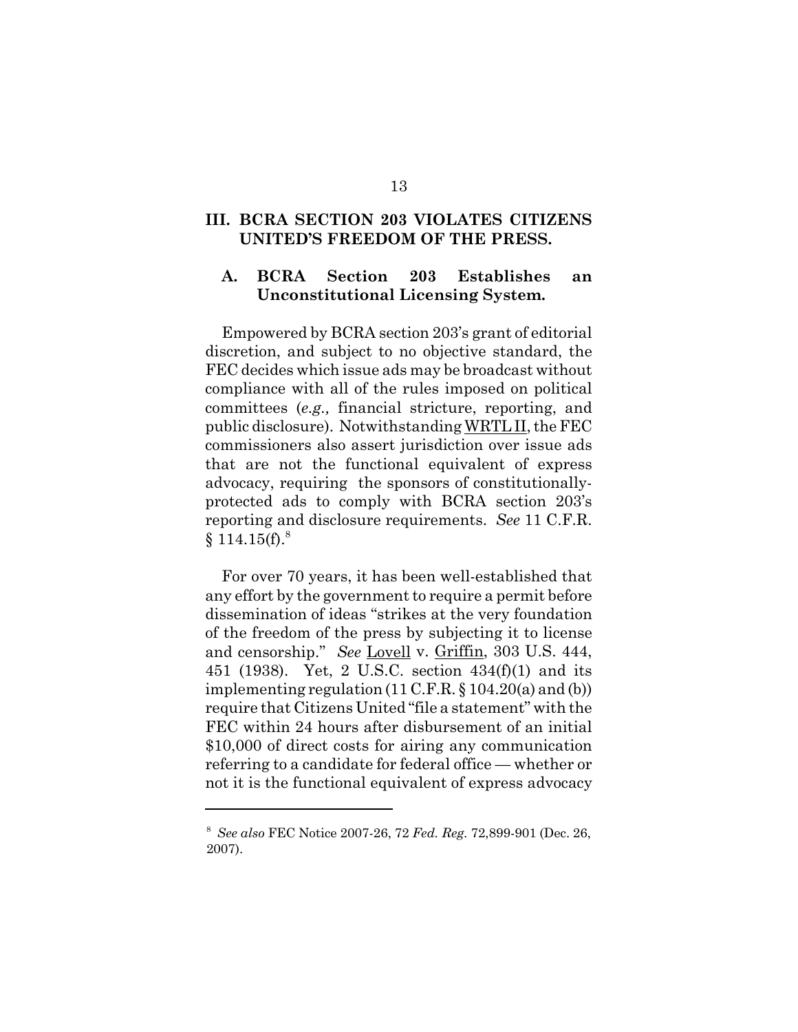## III. BCRA SECTION 203 VIOLATES CITIZENS UNITED'S FREEDOM OF THE PRESS.

### A. BCRA Section 203 Establishes an Unconstitutional Licensing System.

Empowered by BCRA section 203's grant of editorial discretion, and subject to no objective standard, the FEC decides which issue ads may be broadcast without compliance with all of the rules imposed on political committees (*e.g.,* financial stricture, reporting, and public disclosure). Notwithstanding WRTL II, the FEC commissioners also assert jurisdiction over issue ads that are not the functional equivalent of express advocacy, requiring the sponsors of constitutionally-protected ads to comply with BCRA section 203's reporting and disclosure requirements. *See* 11 C.F.R. § 114.15(f).[8]

For over 70 years, it has been well-established that any effort by the government to require a permit before dissemination of ideas "strikes at the very foundation of the freedom of the press by subjecting it to license and censorship." *See* Lovell v. Griffin, 303 U.S. 444, 451 (1938). Yet, 2 U.S.C. section 434(f)(1) and its implementing regulation (11 C.F.R. § 104.20(a) and (b)) require that Citizens United "file a statement" with the FEC within 24 hours after disbursement of an initial $10,000 of direct costs for airing any communication referring to a candidate for federal office — whether or not it is the functional equivalent of express advocacy

---

[8] *See also* FEC Notice 2007-26, 72 *Fed. Reg.* 72,899-901 (Dec. 26, 2007).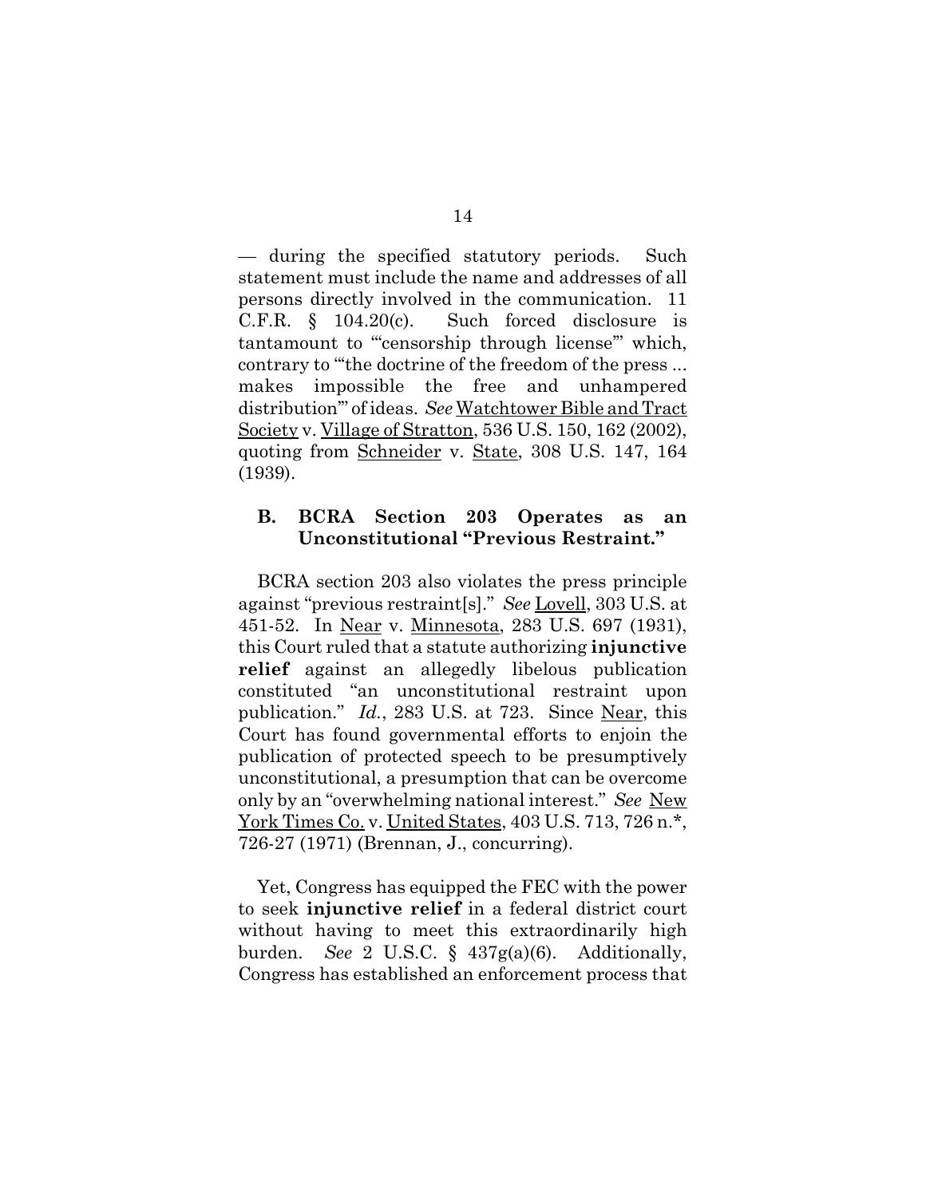— during the specified statutory periods. Such statement must include the name and addresses of all persons directly involved in the communication. 11 C.F.R. § 104.20(c). Such forced disclosure is tantamount to "'censorship through license'" which, contrary to "'the doctrine of the freedom of the press ... makes impossible the free and unhampered distribution'" of ideas. *See* Watchtower Bible and Tract Society v. Village of Stratton, 536 U.S. 150, 162 (2002), quoting from Schneider v. State, 308 U.S. 147, 164 (1939).

### B. BCRA Section 203 Operates as an Unconstitutional "Previous Restraint."

BCRA section 203 also violates the press principle against "previous restraint[s]." *See* Lovell, 303 U.S. at 451-52. In Near v. Minnesota, 283 U.S. 697 (1931), this Court ruled that a statute authorizing **injunctive relief** against an allegedly libelous publication constituted "an unconstitutional restraint upon publication." *Id.*, 283 U.S. at 723. Since Near, this Court has found governmental efforts to enjoin the publication of protected speech to be presumptively unconstitutional, a presumption that can be overcome only by an "overwhelming national interest." *See* New York Times Co. v. United States, 403 U.S. 713, 726 n.*, 726-27 (1971) (Brennan, J., concurring).

Yet, Congress has equipped the FEC with the power to seek **injunctive relief** in a federal district court without having to meet this extraordinarily high burden. *See* 2 U.S.C. § 437g(a)(6). Additionally, Congress has established an enforcement process that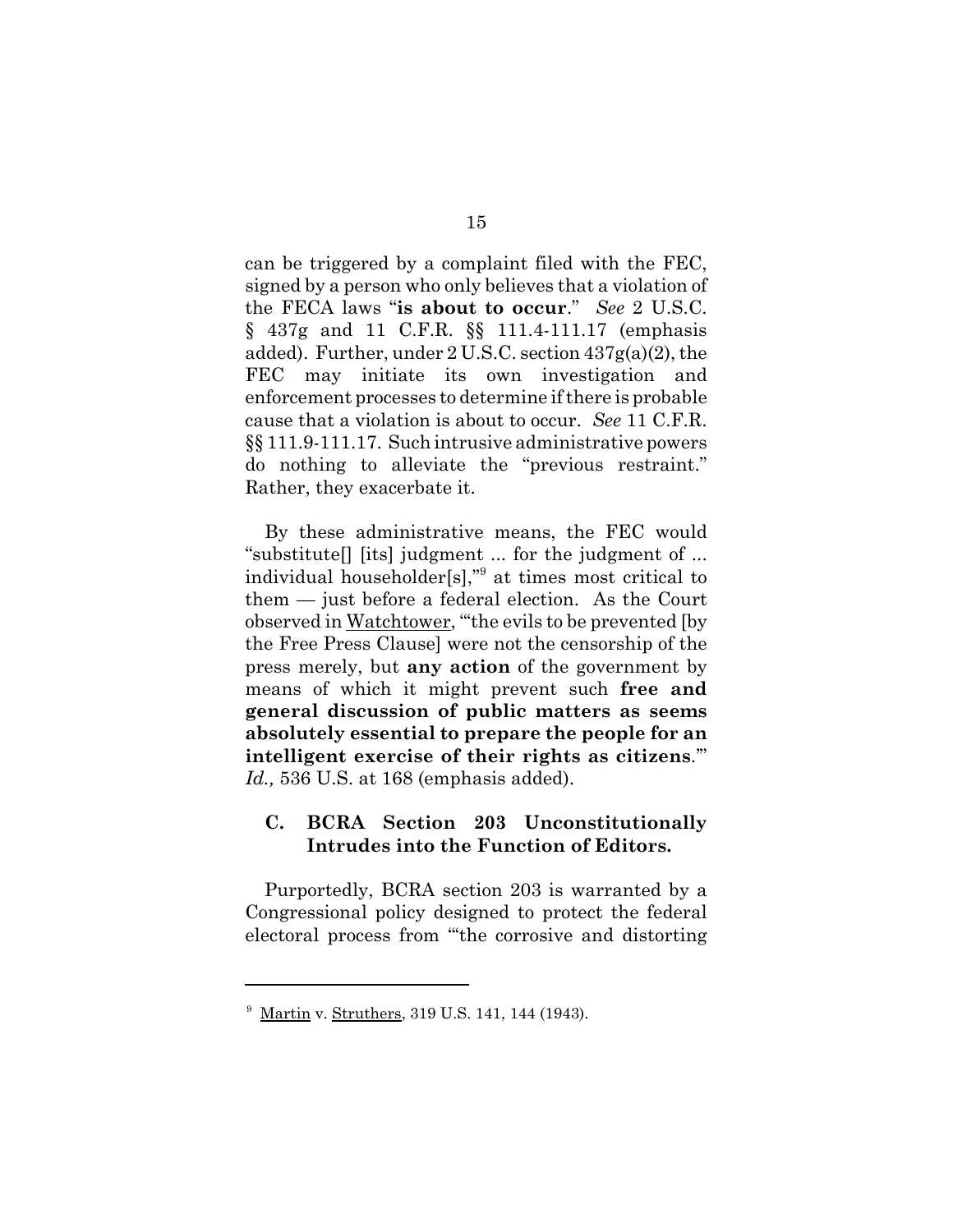can be triggered by a complaint filed with the FEC, signed by a person who only believes that a violation of the FECA laws "**is about to occur**." *See* 2 U.S.C. § 437g and 11 C.F.R. §§ 111.4-111.17 (emphasis added). Further, under 2 U.S.C. section 437g(a)(2), the FEC may initiate its own investigation and enforcement processes to determine if there is probable cause that a violation is about to occur. *See* 11 C.F.R. §§ 111.9-111.17. Such intrusive administrative powers do nothing to alleviate the "previous restraint." Rather, they exacerbate it.

By these administrative means, the FEC would "substitute[] [its] judgment ... for the judgment of ... individual householder[s],"[9] at times most critical to them — just before a federal election. As the Court observed in Watchtower, "'the evils to be prevented [by the Free Press Clause] were not the censorship of the press merely, but **any action** of the government by means of which it might prevent such **free and general discussion of public matters as seems absolutely essential to prepare the people for an intelligent exercise of their rights as citizens**.'" *Id.,* 536 U.S. at 168 (emphasis added).

### C. BCRA Section 203 Unconstitutionally Intrudes into the Function of Editors.

Purportedly, BCRA section 203 is warranted by a Congressional policy designed to protect the federal electoral process from "'the corrosive and distorting

---

[9] Martin v. Struthers, 319 U.S. 141, 144 (1943).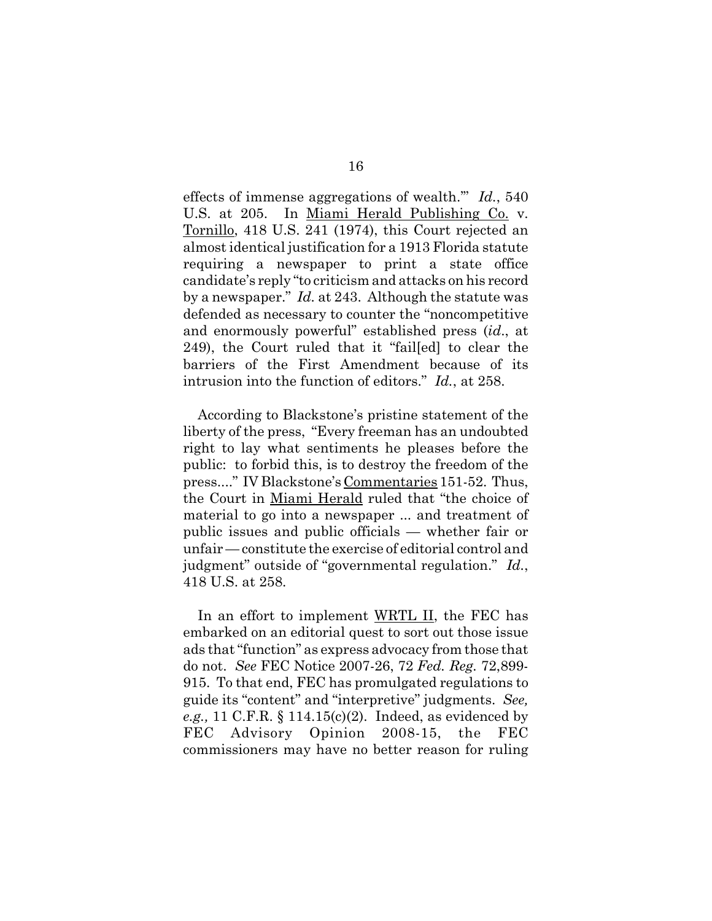effects of immense aggregations of wealth.'" *Id.*, 540 U.S. at 205. In Miami Herald Publishing Co. v. Tornillo, 418 U.S. 241 (1974), this Court rejected an almost identical justification for a 1913 Florida statute requiring a newspaper to print a state office candidate's reply "to criticism and attacks on his record by a newspaper." *Id.* at 243. Although the statute was defended as necessary to counter the "noncompetitive and enormously powerful" established press (*id*., at 249), the Court ruled that it "fail[ed] to clear the barriers of the First Amendment because of its intrusion into the function of editors." *Id.*, at 258.

According to Blackstone's pristine statement of the liberty of the press, "Every freeman has an undoubted right to lay what sentiments he pleases before the public: to forbid this, is to destroy the freedom of the press...." IV Blackstone's Commentaries 151-52. Thus, the Court in Miami Herald ruled that "the choice of material to go into a newspaper ... and treatment of public issues and public officials — whether fair or unfair — constitute the exercise of editorial control and judgment" outside of "governmental regulation." *Id.*, 418 U.S. at 258.

In an effort to implement WRTL II, the FEC has embarked on an editorial quest to sort out those issue ads that "function" as express advocacy from those that do not. *See* FEC Notice 2007-26, 72 *Fed. Reg.* 72,899-915. To that end, FEC has promulgated regulations to guide its "content" and "interpretive" judgments. *See, e.g.,* 11 C.F.R. § 114.15(c)(2). Indeed, as evidenced by FEC Advisory Opinion 2008-15, the FEC commissioners may have no better reason for ruling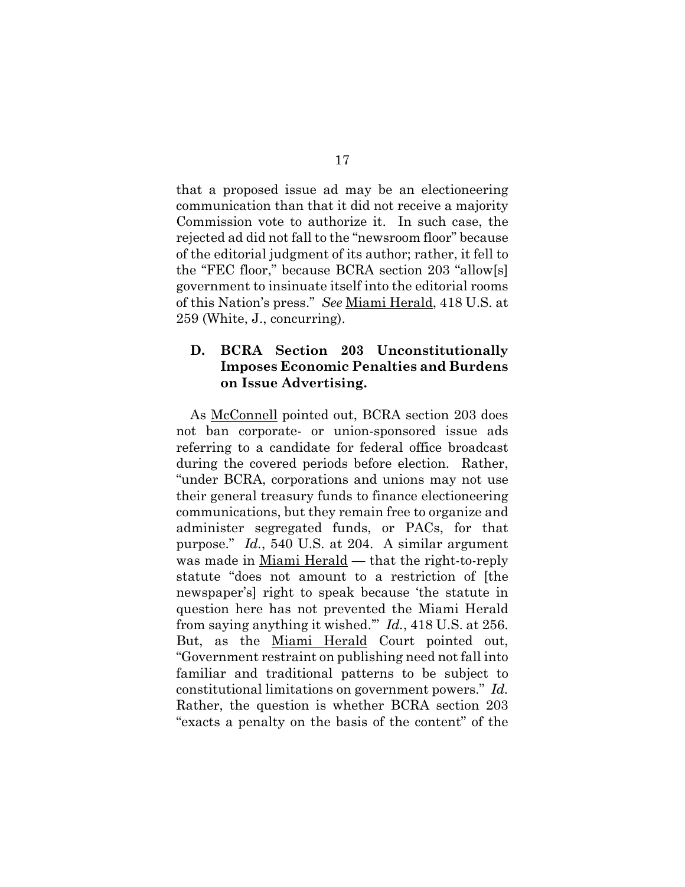that a proposed issue ad may be an electioneering communication than that it did not receive a majority Commission vote to authorize it. In such case, the rejected ad did not fall to the "newsroom floor" because of the editorial judgment of its author; rather, it fell to the "FEC floor," because BCRA section 203 "allow[s] government to insinuate itself into the editorial rooms of this Nation's press." *See* Miami Herald, 418 U.S. at 259 (White, J., concurring).

### D. BCRA Section 203 Unconstitutionally Imposes Economic Penalties and Burdens on Issue Advertising.

As McConnell pointed out, BCRA section 203 does not ban corporate- or union-sponsored issue ads referring to a candidate for federal office broadcast during the covered periods before election. Rather, "under BCRA, corporations and unions may not use their general treasury funds to finance electioneering communications, but they remain free to organize and administer segregated funds, or PACs, for that purpose." *Id.*, 540 U.S. at 204. A similar argument was made in Miami Herald — that the right-to-reply statute "does not amount to a restriction of [the newspaper's] right to speak because 'the statute in question here has not prevented the Miami Herald from saying anything it wished.'" *Id.*, 418 U.S. at 256. But, as the Miami Herald Court pointed out, "Government restraint on publishing need not fall into familiar and traditional patterns to be subject to constitutional limitations on government powers." *Id.* Rather, the question is whether BCRA section 203 "exacts a penalty on the basis of the content" of the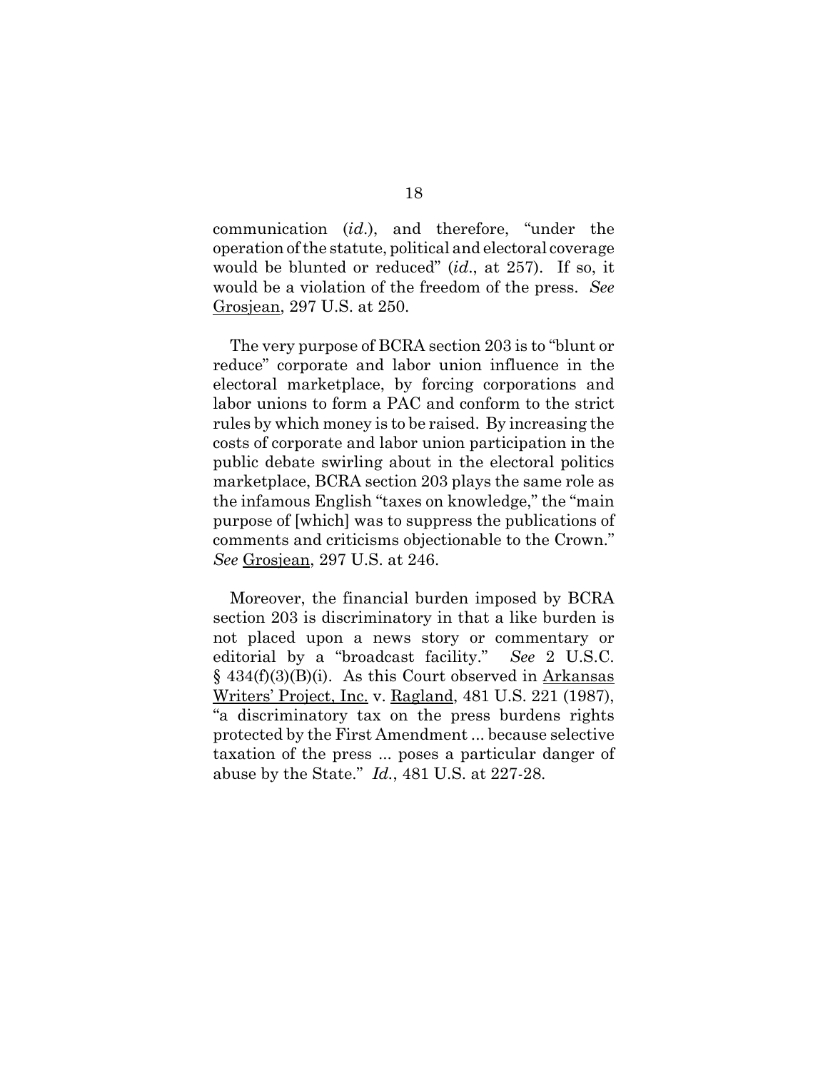communication (*id.*), and therefore, "under the operation of the statute, political and electoral coverage would be blunted or reduced" (*id.*, at 257). If so, it would be a violation of the freedom of the press. *See* Grosjean, 297 U.S. at 250.

The very purpose of BCRA section 203 is to "blunt or reduce" corporate and labor union influence in the electoral marketplace, by forcing corporations and labor unions to form a PAC and conform to the strict rules by which money is to be raised. By increasing the costs of corporate and labor union participation in the public debate swirling about in the electoral politics marketplace, BCRA section 203 plays the same role as the infamous English "taxes on knowledge," the "main purpose of [which] was to suppress the publications of comments and criticisms objectionable to the Crown." *See* Grosjean, 297 U.S. at 246.

Moreover, the financial burden imposed by BCRA section 203 is discriminatory in that a like burden is not placed upon a news story or commentary or editorial by a "broadcast facility." *See* 2 U.S.C. § 434(f)(3)(B)(i). As this Court observed in Arkansas Writers' Project, Inc. v. Ragland, 481 U.S. 221 (1987), "a discriminatory tax on the press burdens rights protected by the First Amendment ... because selective taxation of the press ... poses a particular danger of abuse by the State." *Id.*, 481 U.S. at 227-28.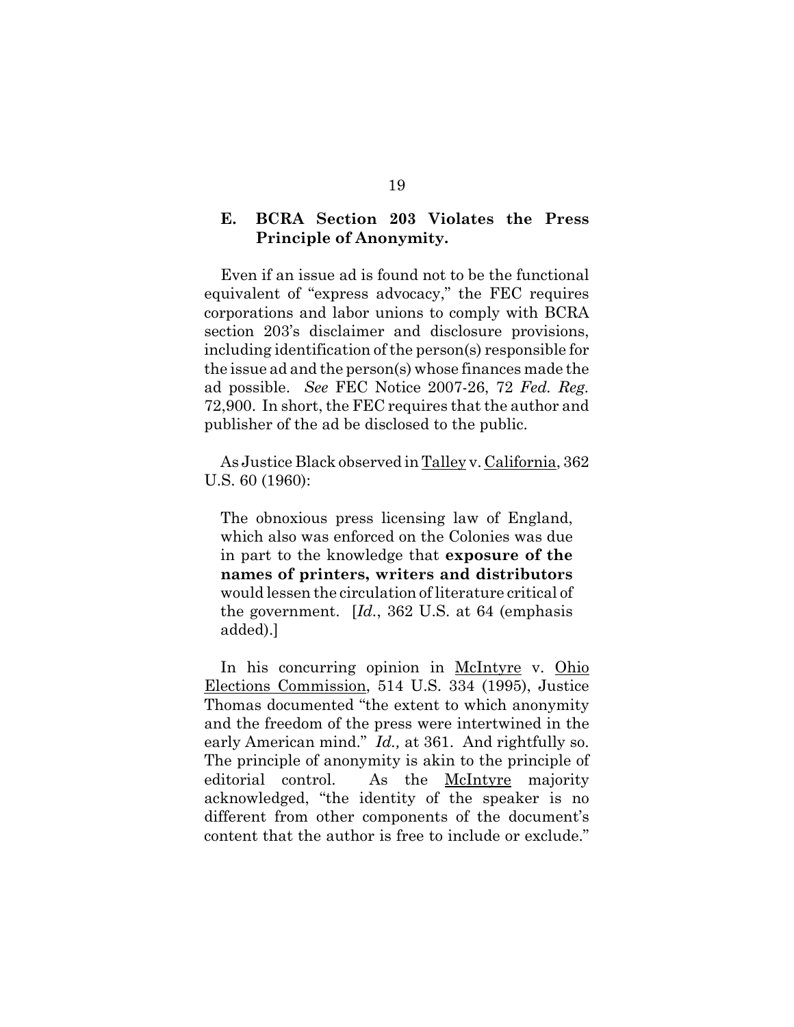### E. BCRA Section 203 Violates the Press Principle of Anonymity.

Even if an issue ad is found not to be the functional equivalent of "express advocacy," the FEC requires corporations and labor unions to comply with BCRA section 203's disclaimer and disclosure provisions, including identification of the person(s) responsible for the issue ad and the person(s) whose finances made the ad possible. *See* FEC Notice 2007-26, 72 *Fed. Reg.* 72,900. In short, the FEC requires that the author and publisher of the ad be disclosed to the public.

As Justice Black observed in Talley v. California, 362 U.S. 60 (1960):

> The obnoxious press licensing law of England, which also was enforced on the Colonies was due in part to the knowledge that **exposure of the names of printers, writers and distributors** would lessen the circulation of literature critical of the government. [*Id.*, 362 U.S. at 64 (emphasis added).]

In his concurring opinion in McIntyre v. Ohio Elections Commission, 514 U.S. 334 (1995), Justice Thomas documented "the extent to which anonymity and the freedom of the press were intertwined in the early American mind." *Id.,* at 361. And rightfully so. The principle of anonymity is akin to the principle of editorial control. As the McIntyre majority acknowledged, "the identity of the speaker is no different from other components of the document's content that the author is free to include or exclude."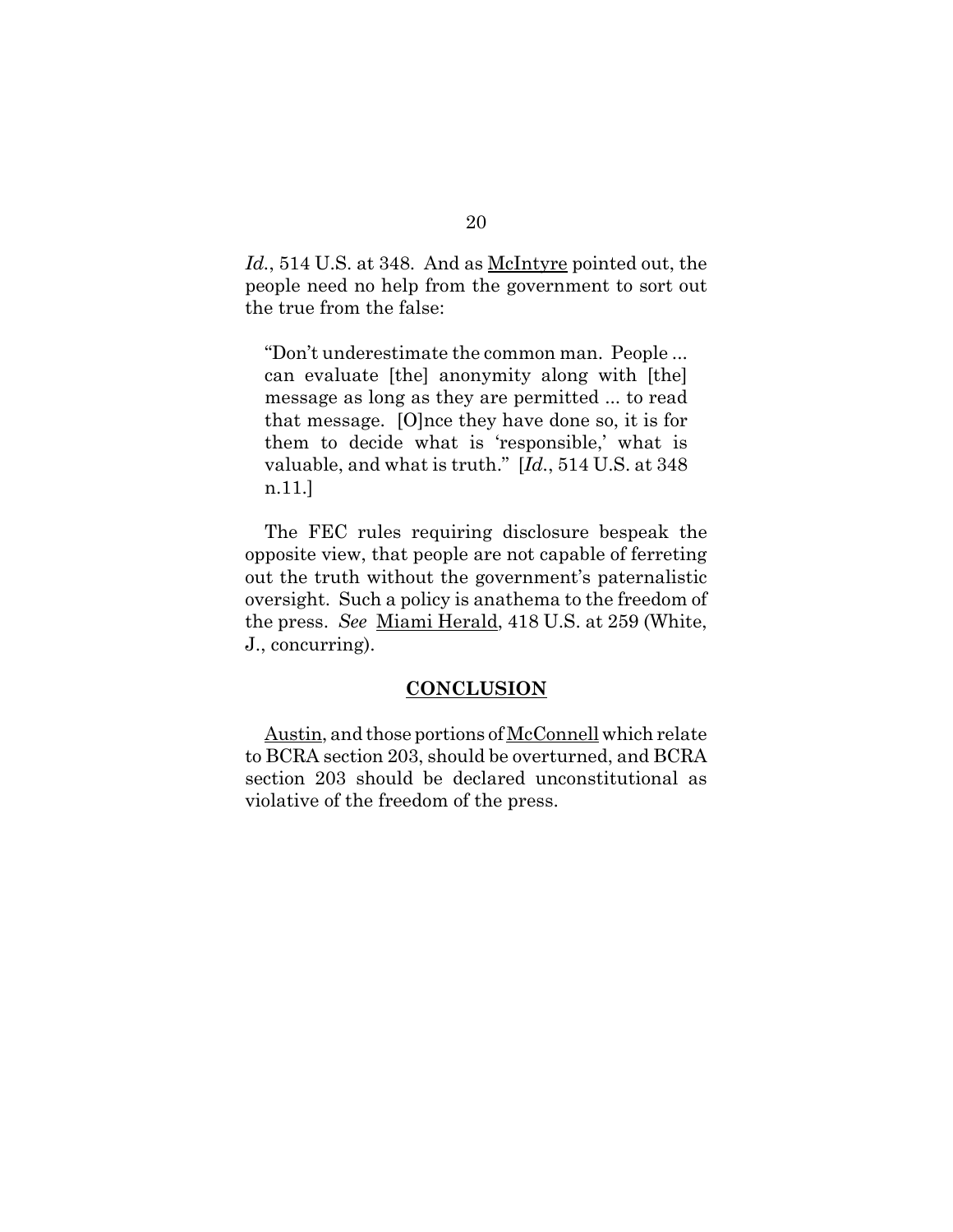*Id.*, 514 U.S. at 348. And as McIntyre pointed out, the people need no help from the government to sort out the true from the false:

> "Don't underestimate the common man. People ... can evaluate [the] anonymity along with [the] message as long as they are permitted ... to read that message. [O]nce they have done so, it is for them to decide what is 'responsible,' what is valuable, and what is truth." [*Id.*, 514 U.S. at 348 n.11.]

The FEC rules requiring disclosure bespeak the opposite view, that people are not capable of ferreting out the truth without the government's paternalistic oversight. Such a policy is anathema to the freedom of the press. *See* Miami Herald, 418 U.S. at 259 (White, J., concurring).

## CONCLUSION

Austin, and those portions of McConnell which relate to BCRA section 203, should be overturned, and BCRA section 203 should be declared unconstitutional as violative of the freedom of the press.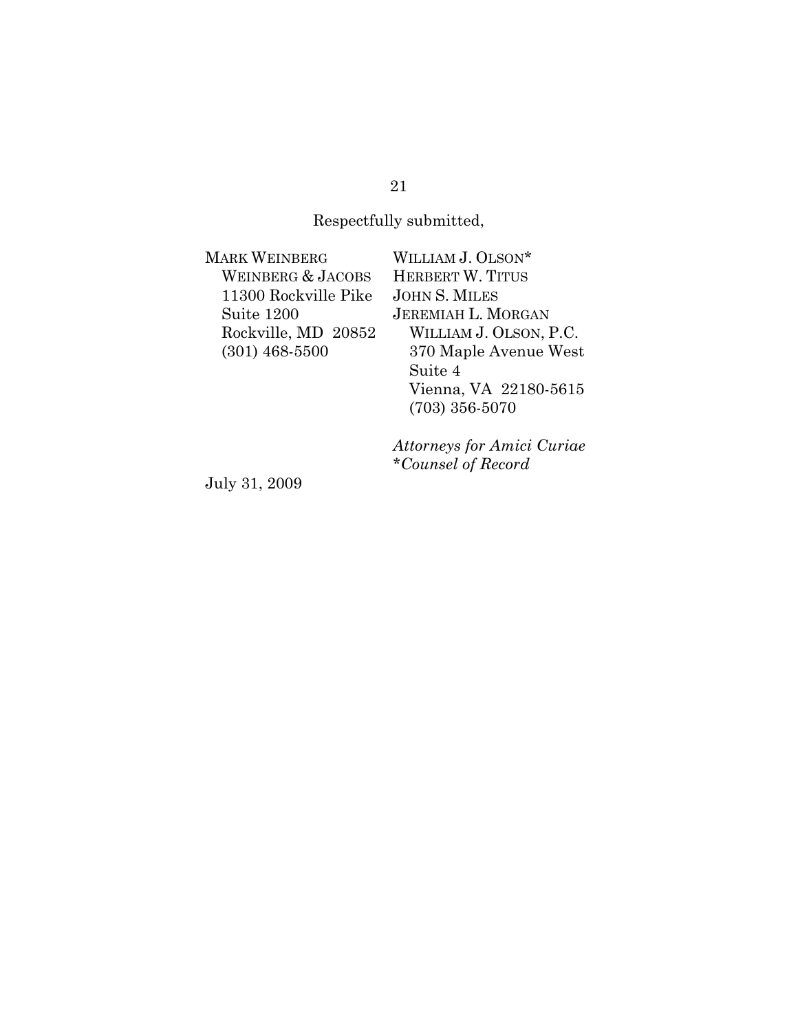Respectfully submitted,

MARK WEINBERG
WEINBERG & JACOBS
11300 Rockville Pike
Suite 1200
Rockville, MD 20852
(301) 468-5500

WILLIAM J. OLSON*
HERBERT W. TITUS
JOHN S. MILES
JEREMIAH L. MORGAN
WILLIAM J. OLSON, P.C.
370 Maple Avenue West
Suite 4
Vienna, VA 22180-5615
(703) 356-5070

*Attorneys for Amici Curiae*
**Counsel of Record*

July 31, 2009